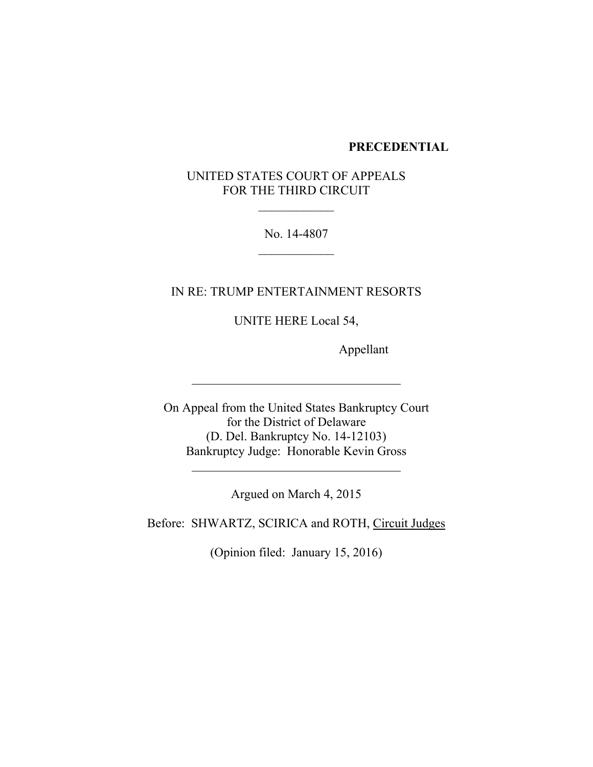**PRECEDENTIAL**

UNITED STATES COURT OF APPEALS
FOR THE THIRD CIRCUIT

\_\_\_\_\_\_\_\_\_\_\_\_

No. 14-4807

\_\_\_\_\_\_\_\_\_\_\_\_

IN RE: TRUMP ENTERTAINMENT RESORTS

UNITE HERE Local 54,

Appellant

---

On Appeal from the United States Bankruptcy Court
for the District of Delaware
(D. Del. Bankruptcy No. 14-12103)
Bankruptcy Judge: Honorable Kevin Gross

---

Argued on March 4, 2015

Before: SHWARTZ, SCIRICA and ROTH, <u>Circuit Judges</u>

(Opinion filed: January 15, 2016)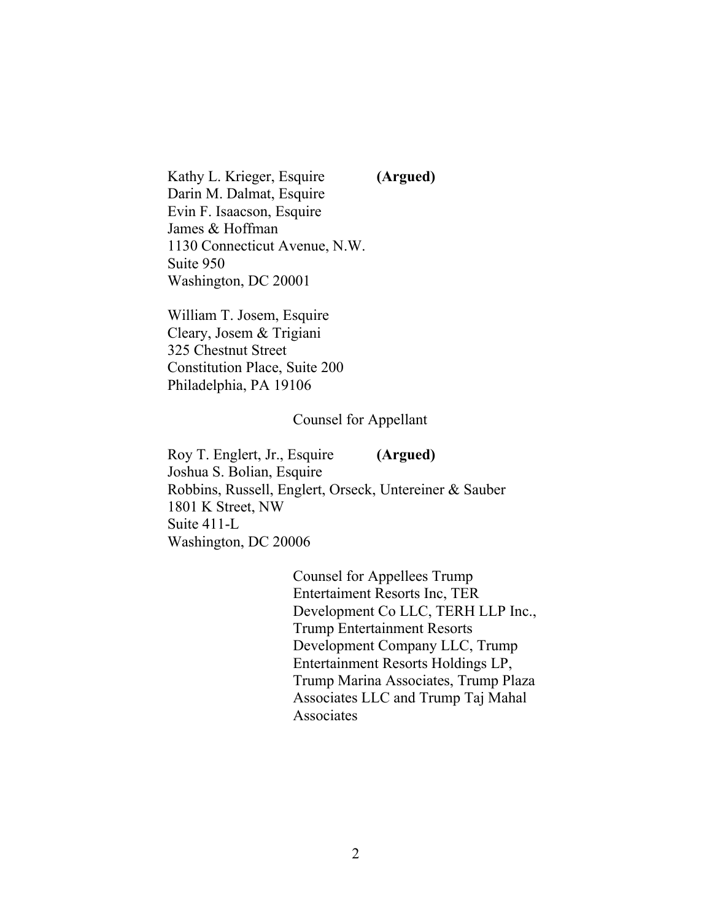Kathy L. Krieger, Esquire **(Argued)**
Darin M. Dalmat, Esquire
Evin F. Isaacson, Esquire
James & Hoffman
1130 Connecticut Avenue, N.W.
Suite 950
Washington, DC 20001

William T. Josem, Esquire
Cleary, Josem & Trigiani
325 Chestnut Street
Constitution Place, Suite 200
Philadelphia, PA 19106

Counsel for Appellant

Roy T. Englert, Jr., Esquire **(Argued)**
Joshua S. Bolian, Esquire
Robbins, Russell, Englert, Orseck, Untereiner & Sauber
1801 K Street, NW
Suite 411-L
Washington, DC 20006

Counsel for Appellees Trump Entertaiment Resorts Inc, TER Development Co LLC, TERH LLP Inc., Trump Entertainment Resorts Development Company LLC, Trump Entertainment Resorts Holdings LP, Trump Marina Associates, Trump Plaza Associates LLC and Trump Taj Mahal Associates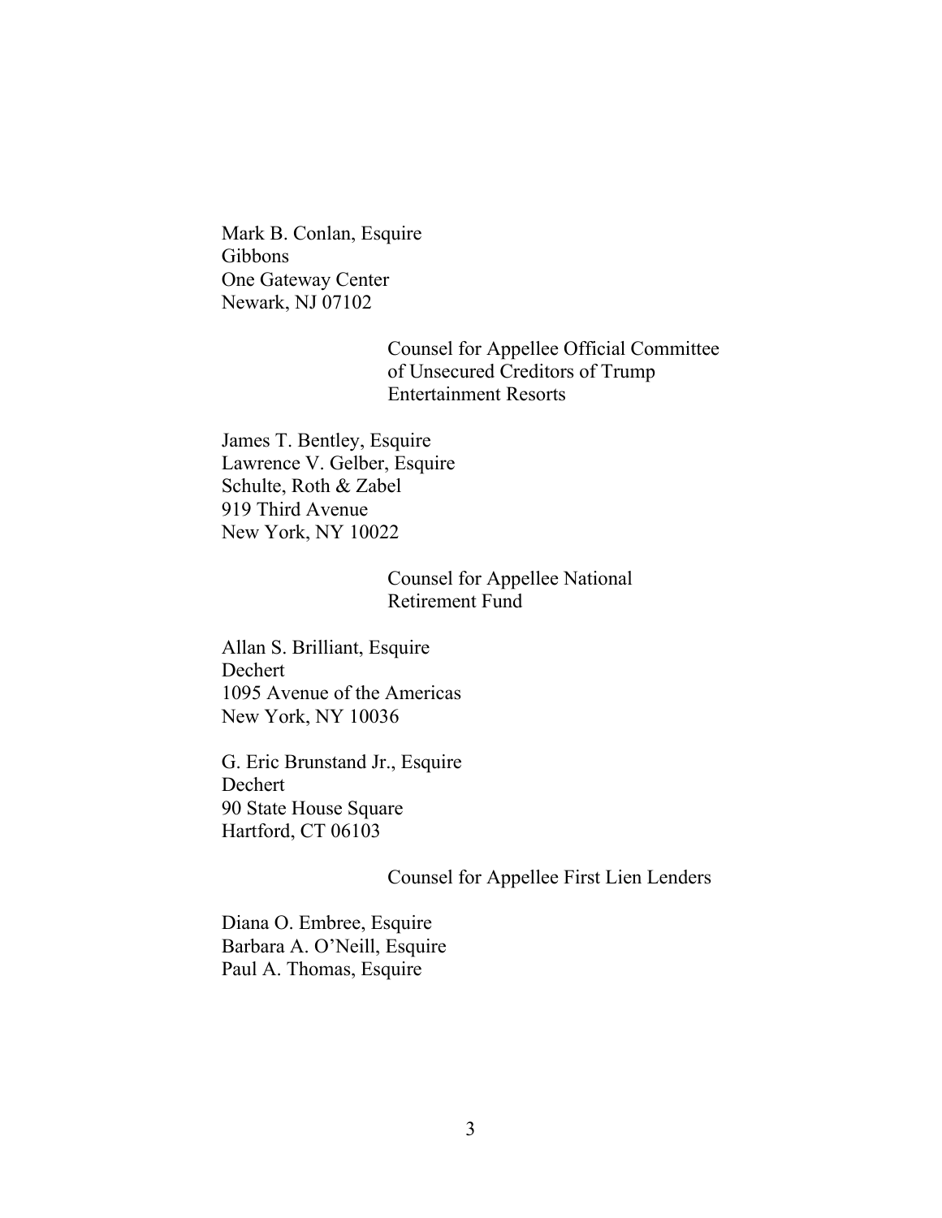Mark B. Conlan, Esquire
Gibbons
One Gateway Center
Newark, NJ 07102

Counsel for Appellee Official Committee of Unsecured Creditors of Trump Entertainment Resorts

James T. Bentley, Esquire
Lawrence V. Gelber, Esquire
Schulte, Roth & Zabel
919 Third Avenue
New York, NY 10022

Counsel for Appellee National Retirement Fund

Allan S. Brilliant, Esquire
Dechert
1095 Avenue of the Americas
New York, NY 10036

G. Eric Brunstand Jr., Esquire
Dechert
90 State House Square
Hartford, CT 06103

Counsel for Appellee First Lien Lenders

Diana O. Embree, Esquire
Barbara A. O'Neill, Esquire
Paul A. Thomas, Esquire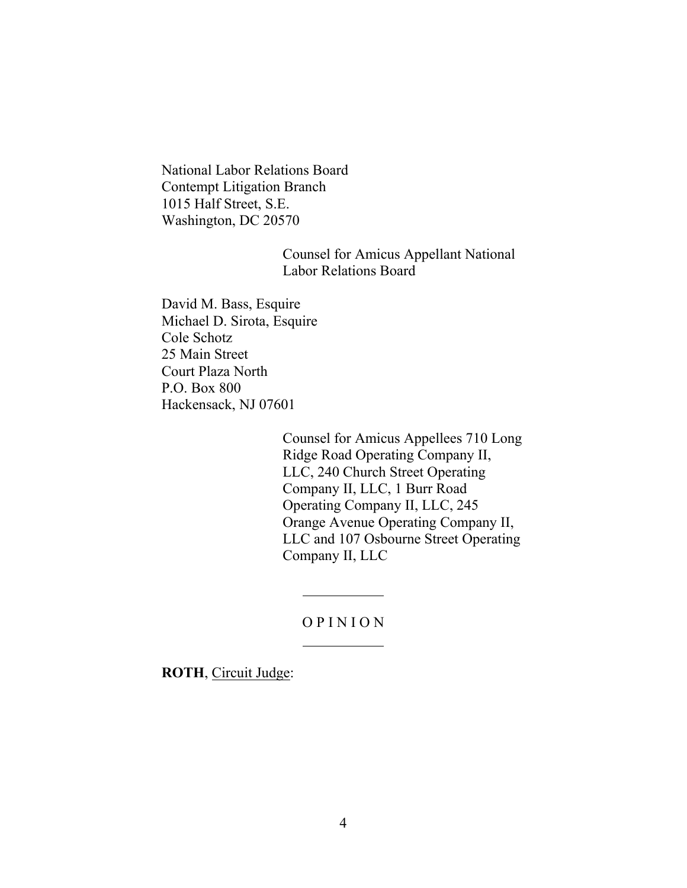National Labor Relations Board
Contempt Litigation Branch
1015 Half Street, S.E.
Washington, DC 20570

Counsel for Amicus Appellant National Labor Relations Board

David M. Bass, Esquire
Michael D. Sirota, Esquire
Cole Schotz
25 Main Street
Court Plaza North
P.O. Box 800
Hackensack, NJ 07601

Counsel for Amicus Appellees 710 Long Ridge Road Operating Company II, LLC, 240 Church Street Operating Company II, LLC, 1 Burr Road Operating Company II, LLC, 245 Orange Avenue Operating Company II, LLC and 107 Osbourne Street Operating Company II, LLC

---

O P I N I O N

---

**ROTH**, Circuit Judge: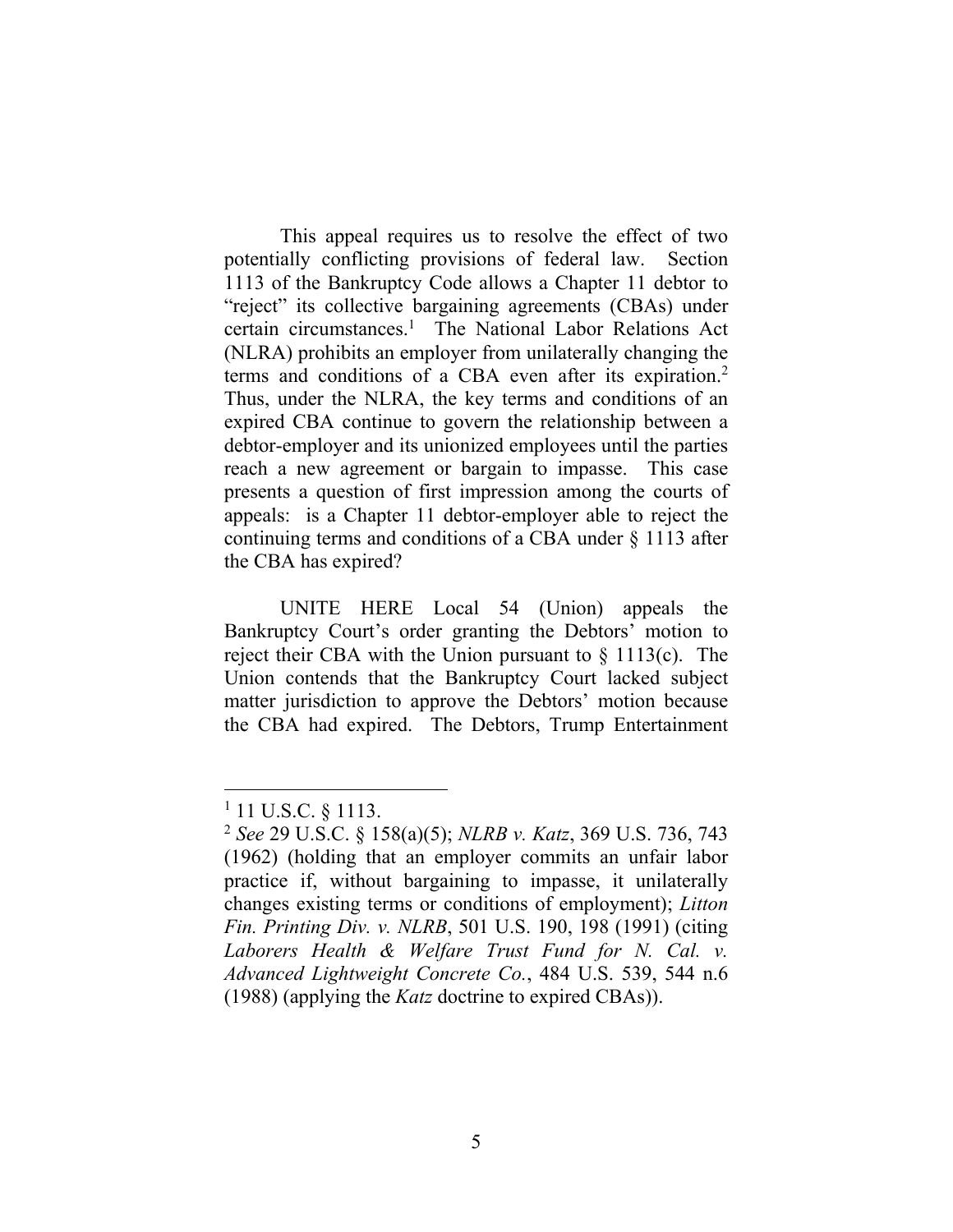This appeal requires us to resolve the effect of two potentially conflicting provisions of federal law. Section 1113 of the Bankruptcy Code allows a Chapter 11 debtor to "reject" its collective bargaining agreements (CBAs) under certain circumstances.[1] The National Labor Relations Act (NLRA) prohibits an employer from unilaterally changing the terms and conditions of a CBA even after its expiration.[2] Thus, under the NLRA, the key terms and conditions of an expired CBA continue to govern the relationship between a debtor-employer and its unionized employees until the parties reach a new agreement or bargain to impasse. This case presents a question of first impression among the courts of appeals: is a Chapter 11 debtor-employer able to reject the continuing terms and conditions of a CBA under § 1113 after the CBA has expired?

UNITE HERE Local 54 (Union) appeals the Bankruptcy Court's order granting the Debtors' motion to reject their CBA with the Union pursuant to § 1113(c). The Union contends that the Bankruptcy Court lacked subject matter jurisdiction to approve the Debtors' motion because the CBA had expired. The Debtors, Trump Entertainment

---

[1] 11 U.S.C. § 1113.

[2] *See* 29 U.S.C. § 158(a)(5); *NLRB v. Katz*, 369 U.S. 736, 743 (1962) (holding that an employer commits an unfair labor practice if, without bargaining to impasse, it unilaterally changes existing terms or conditions of employment); *Litton Fin. Printing Div. v. NLRB*, 501 U.S. 190, 198 (1991) (citing *Laborers Health & Welfare Trust Fund for N. Cal. v. Advanced Lightweight Concrete Co.*, 484 U.S. 539, 544 n.6 (1988) (applying the *Katz* doctrine to expired CBAs)).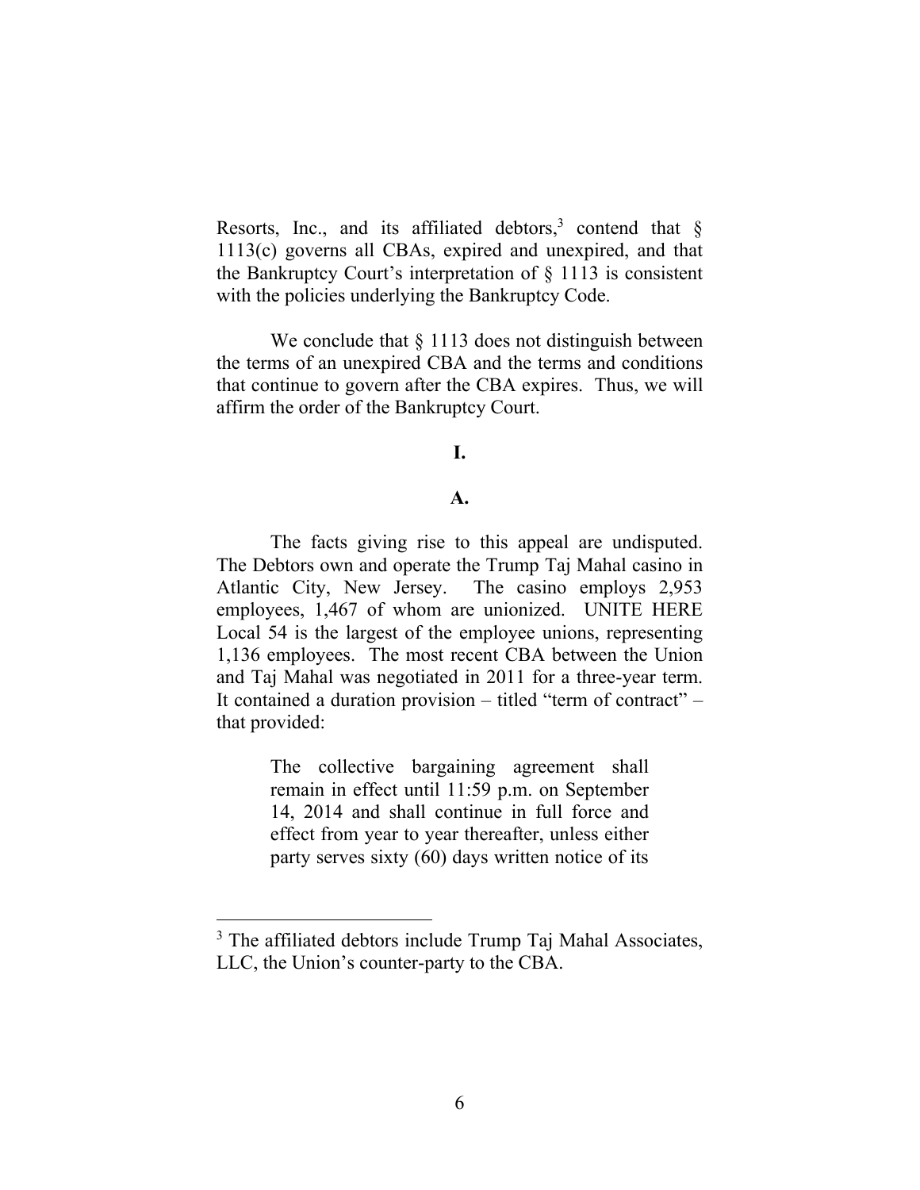Resorts, Inc., and its affiliated debtors,[3] contend that § 1113(c) governs all CBAs, expired and unexpired, and that the Bankruptcy Court's interpretation of § 1113 is consistent with the policies underlying the Bankruptcy Code.

We conclude that § 1113 does not distinguish between the terms of an unexpired CBA and the terms and conditions that continue to govern after the CBA expires. Thus, we will affirm the order of the Bankruptcy Court.

## I.

### A.

The facts giving rise to this appeal are undisputed. The Debtors own and operate the Trump Taj Mahal casino in Atlantic City, New Jersey. The casino employs 2,953 employees, 1,467 of whom are unionized. UNITE HERE Local 54 is the largest of the employee unions, representing 1,136 employees. The most recent CBA between the Union and Taj Mahal was negotiated in 2011 for a three-year term. It contained a duration provision – titled "term of contract" – that provided:

> The collective bargaining agreement shall remain in effect until 11:59 p.m. on September 14, 2014 and shall continue in full force and effect from year to year thereafter, unless either party serves sixty (60) days written notice of its

[3] The affiliated debtors include Trump Taj Mahal Associates, LLC, the Union's counter-party to the CBA.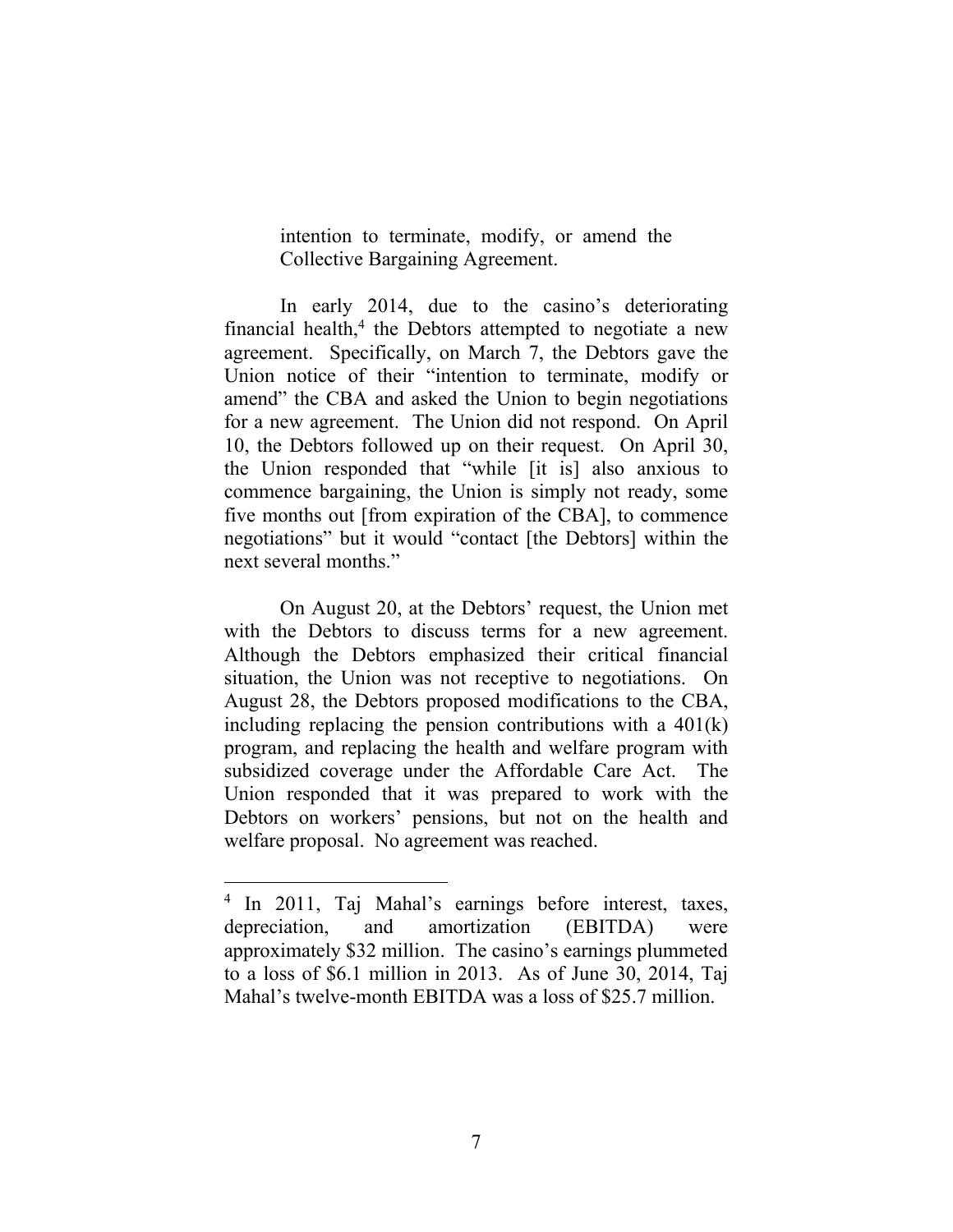> intention to terminate, modify, or amend the Collective Bargaining Agreement.

In early 2014, due to the casino's deteriorating financial health,[4] the Debtors attempted to negotiate a new agreement. Specifically, on March 7, the Debtors gave the Union notice of their "intention to terminate, modify or amend" the CBA and asked the Union to begin negotiations for a new agreement. The Union did not respond. On April 10, the Debtors followed up on their request. On April 30, the Union responded that "while [it is] also anxious to commence bargaining, the Union is simply not ready, some five months out [from expiration of the CBA], to commence negotiations" but it would "contact [the Debtors] within the next several months."

On August 20, at the Debtors' request, the Union met with the Debtors to discuss terms for a new agreement. Although the Debtors emphasized their critical financial situation, the Union was not receptive to negotiations. On August 28, the Debtors proposed modifications to the CBA, including replacing the pension contributions with a 401(k) program, and replacing the health and welfare program with subsidized coverage under the Affordable Care Act. The Union responded that it was prepared to work with the Debtors on workers' pensions, but not on the health and welfare proposal. No agreement was reached.

---

[4] In 2011, Taj Mahal's earnings before interest, taxes, depreciation, and amortization (EBITDA) were approximately $32 million. The casino's earnings plummeted to a loss of $6.1 million in 2013. As of June 30, 2014, Taj Mahal's twelve-month EBITDA was a loss of $25.7 million.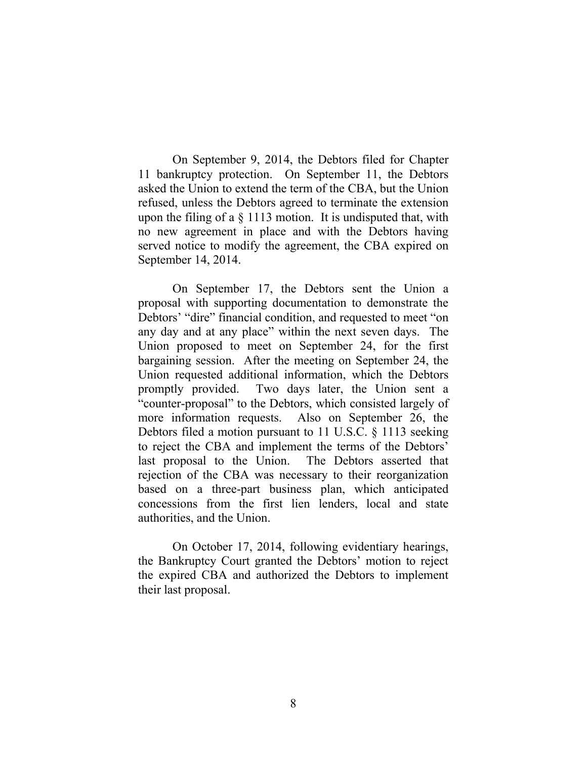On September 9, 2014, the Debtors filed for Chapter 11 bankruptcy protection. On September 11, the Debtors asked the Union to extend the term of the CBA, but the Union refused, unless the Debtors agreed to terminate the extension upon the filing of a § 1113 motion. It is undisputed that, with no new agreement in place and with the Debtors having served notice to modify the agreement, the CBA expired on September 14, 2014.

On September 17, the Debtors sent the Union a proposal with supporting documentation to demonstrate the Debtors' "dire" financial condition, and requested to meet "on any day and at any place" within the next seven days. The Union proposed to meet on September 24, for the first bargaining session. After the meeting on September 24, the Union requested additional information, which the Debtors promptly provided. Two days later, the Union sent a "counter-proposal" to the Debtors, which consisted largely of more information requests. Also on September 26, the Debtors filed a motion pursuant to 11 U.S.C. § 1113 seeking to reject the CBA and implement the terms of the Debtors' last proposal to the Union. The Debtors asserted that rejection of the CBA was necessary to their reorganization based on a three-part business plan, which anticipated concessions from the first lien lenders, local and state authorities, and the Union.

On October 17, 2014, following evidentiary hearings, the Bankruptcy Court granted the Debtors' motion to reject the expired CBA and authorized the Debtors to implement their last proposal.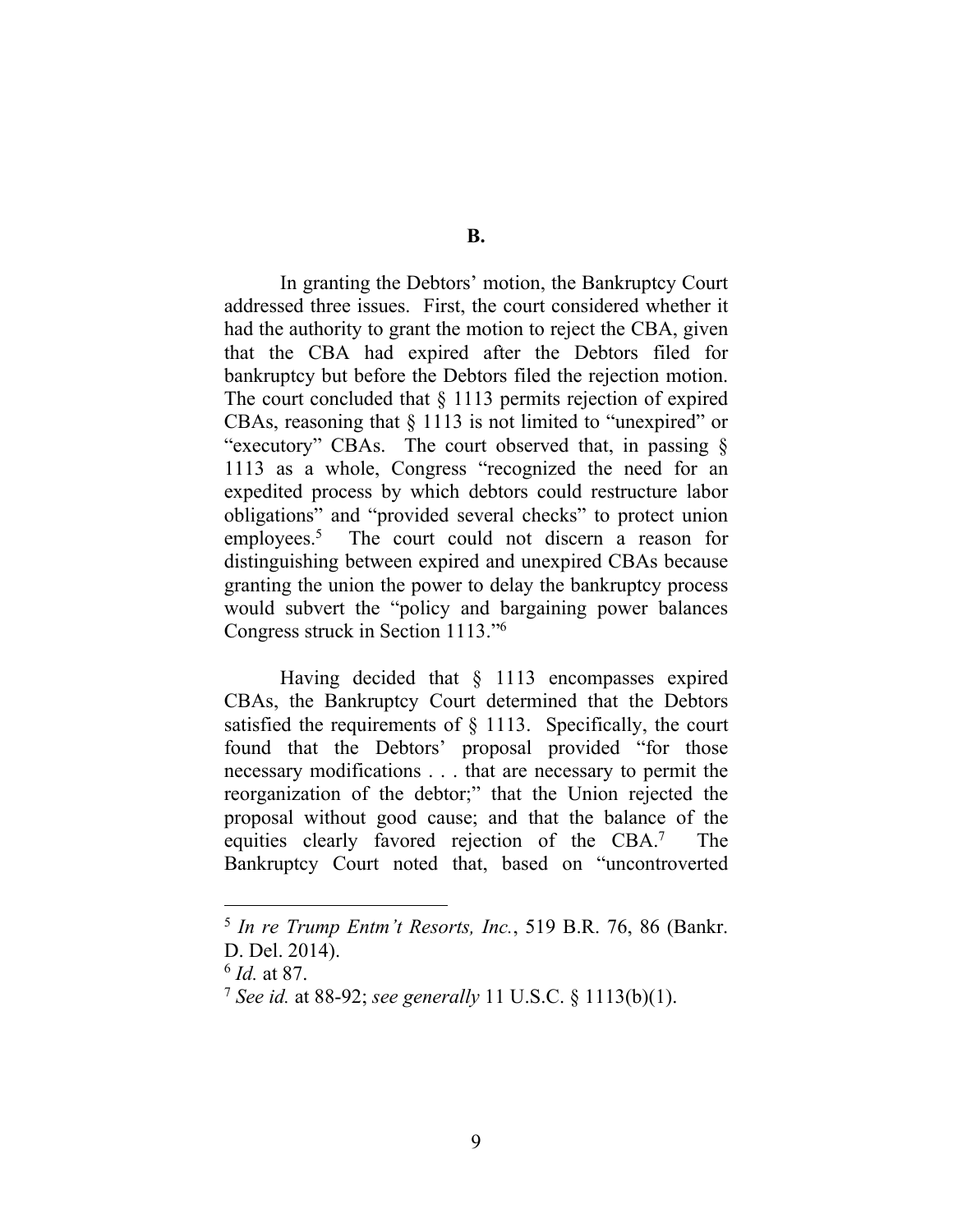### B.

In granting the Debtors' motion, the Bankruptcy Court addressed three issues. First, the court considered whether it had the authority to grant the motion to reject the CBA, given that the CBA had expired after the Debtors filed for bankruptcy but before the Debtors filed the rejection motion. The court concluded that § 1113 permits rejection of expired CBAs, reasoning that § 1113 is not limited to "unexpired" or "executory" CBAs. The court observed that, in passing § 1113 as a whole, Congress "recognized the need for an expedited process by which debtors could restructure labor obligations" and "provided several checks" to protect union employees.[5] The court could not discern a reason for distinguishing between expired and unexpired CBAs because granting the union the power to delay the bankruptcy process would subvert the "policy and bargaining power balances Congress struck in Section 1113."[6]

Having decided that § 1113 encompasses expired CBAs, the Bankruptcy Court determined that the Debtors satisfied the requirements of § 1113. Specifically, the court found that the Debtors' proposal provided "for those necessary modifications . . . that are necessary to permit the reorganization of the debtor;" that the Union rejected the proposal without good cause; and that the balance of the equities clearly favored rejection of the CBA.[7] The Bankruptcy Court noted that, based on "uncontroverted

---

[5] *In re Trump Entm't Resorts, Inc.*, 519 B.R. 76, 86 (Bankr. D. Del. 2014).

[6] *Id.* at 87.

[7] *See id.* at 88-92; *see generally* 11 U.S.C. § 1113(b)(1).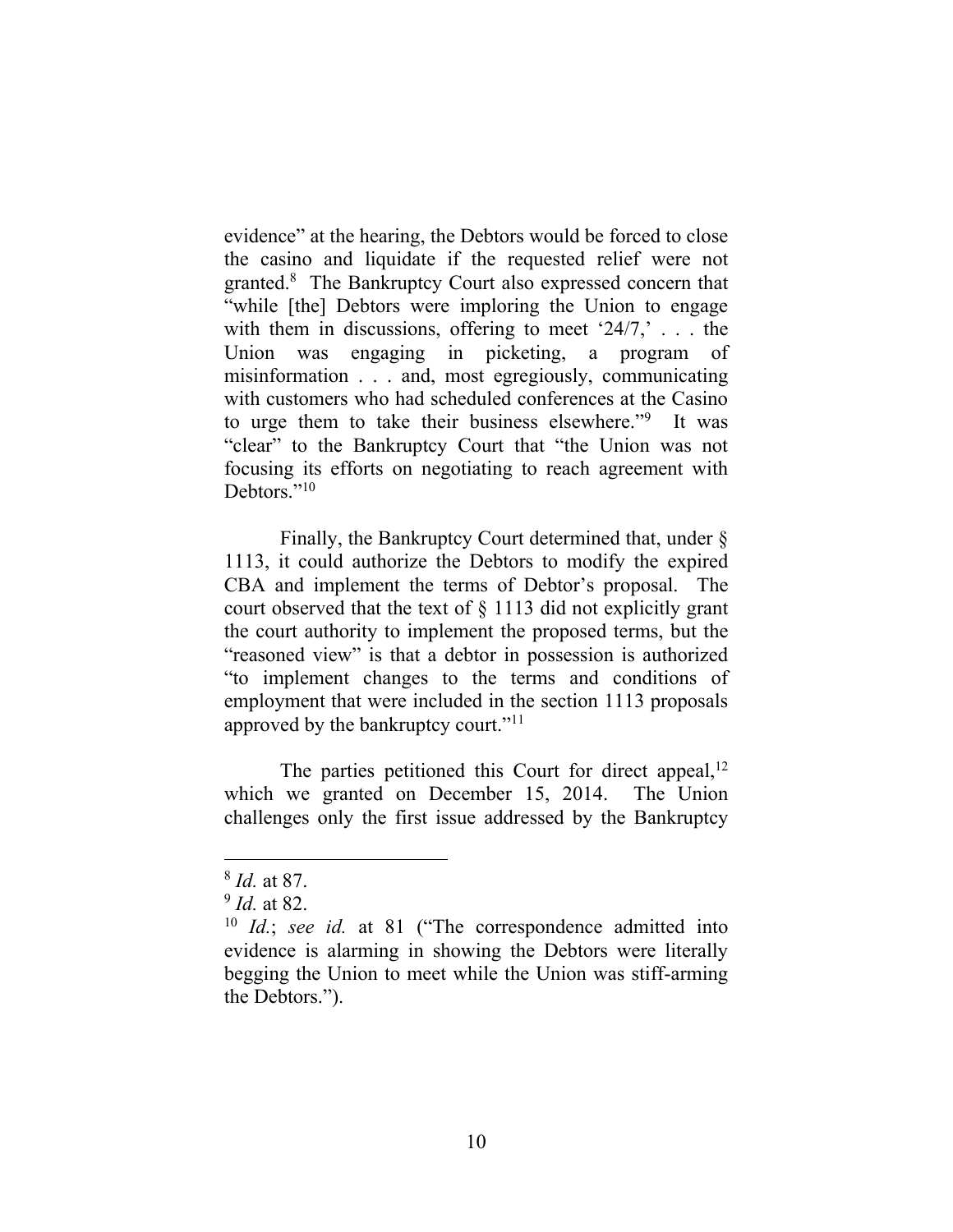evidence" at the hearing, the Debtors would be forced to close the casino and liquidate if the requested relief were not granted.[8] The Bankruptcy Court also expressed concern that "while [the] Debtors were imploring the Union to engage with them in discussions, offering to meet '24/7,' . . . the Union was engaging in picketing, a program of misinformation . . . and, most egregiously, communicating with customers who had scheduled conferences at the Casino to urge them to take their business elsewhere."[9] It was "clear" to the Bankruptcy Court that "the Union was not focusing its efforts on negotiating to reach agreement with Debtors."[10]

Finally, the Bankruptcy Court determined that, under § 1113, it could authorize the Debtors to modify the expired CBA and implement the terms of Debtor's proposal. The court observed that the text of § 1113 did not explicitly grant the court authority to implement the proposed terms, but the "reasoned view" is that a debtor in possession is authorized "to implement changes to the terms and conditions of employment that were included in the section 1113 proposals approved by the bankruptcy court."[11]

The parties petitioned this Court for direct appeal,[12] which we granted on December 15, 2014. The Union challenges only the first issue addressed by the Bankruptcy

---

[8] *Id.* at 87.

[9] *Id.* at 82.

[10] *Id.*; *see id.* at 81 ("The correspondence admitted into evidence is alarming in showing the Debtors were literally begging the Union to meet while the Union was stiff-arming the Debtors.").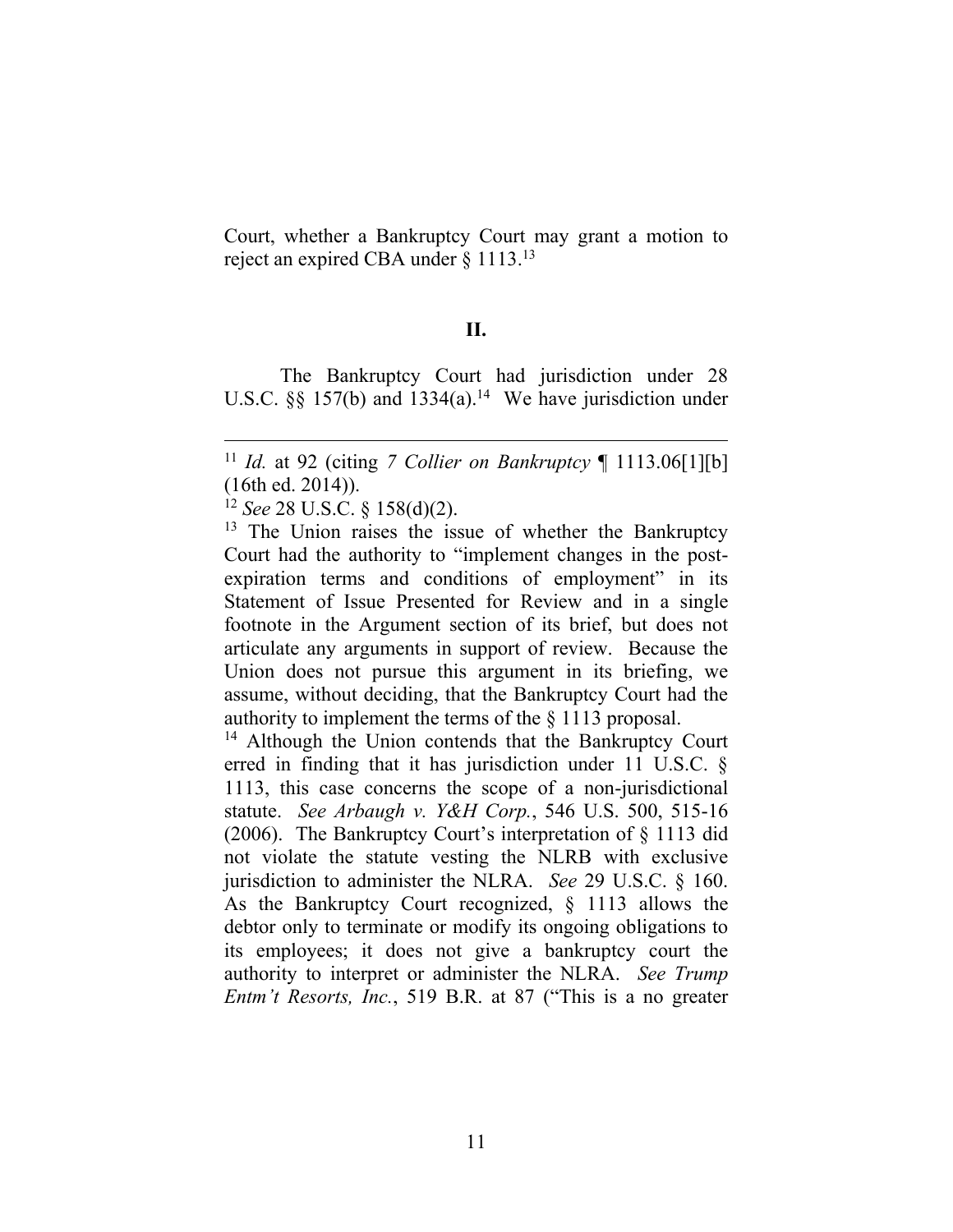Court, whether a Bankruptcy Court may grant a motion to reject an expired CBA under § 1113.[13]

## II.

The Bankruptcy Court had jurisdiction under 28 U.S.C. §§ 157(b) and 1334(a).[14] We have jurisdiction under

---

[11] *Id.* at 92 (citing *7 Collier on Bankruptcy* ¶ 1113.06[1][b] (16th ed. 2014)).

[12] *See* 28 U.S.C. § 158(d)(2).

[13] The Union raises the issue of whether the Bankruptcy Court had the authority to "implement changes in the post-expiration terms and conditions of employment" in its Statement of Issue Presented for Review and in a single footnote in the Argument section of its brief, but does not articulate any arguments in support of review. Because the Union does not pursue this argument in its briefing, we assume, without deciding, that the Bankruptcy Court had the authority to implement the terms of the § 1113 proposal.

[14] Although the Union contends that the Bankruptcy Court erred in finding that it has jurisdiction under 11 U.S.C. § 1113, this case concerns the scope of a non-jurisdictional statute. *See Arbaugh v. Y&H Corp.*, 546 U.S. 500, 515-16 (2006). The Bankruptcy Court's interpretation of § 1113 did not violate the statute vesting the NLRB with exclusive jurisdiction to administer the NLRA. *See* 29 U.S.C. § 160. As the Bankruptcy Court recognized, § 1113 allows the debtor only to terminate or modify its ongoing obligations to its employees; it does not give a bankruptcy court the authority to interpret or administer the NLRA. *See Trump Entm't Resorts, Inc.*, 519 B.R. at 87 ("This is a no greater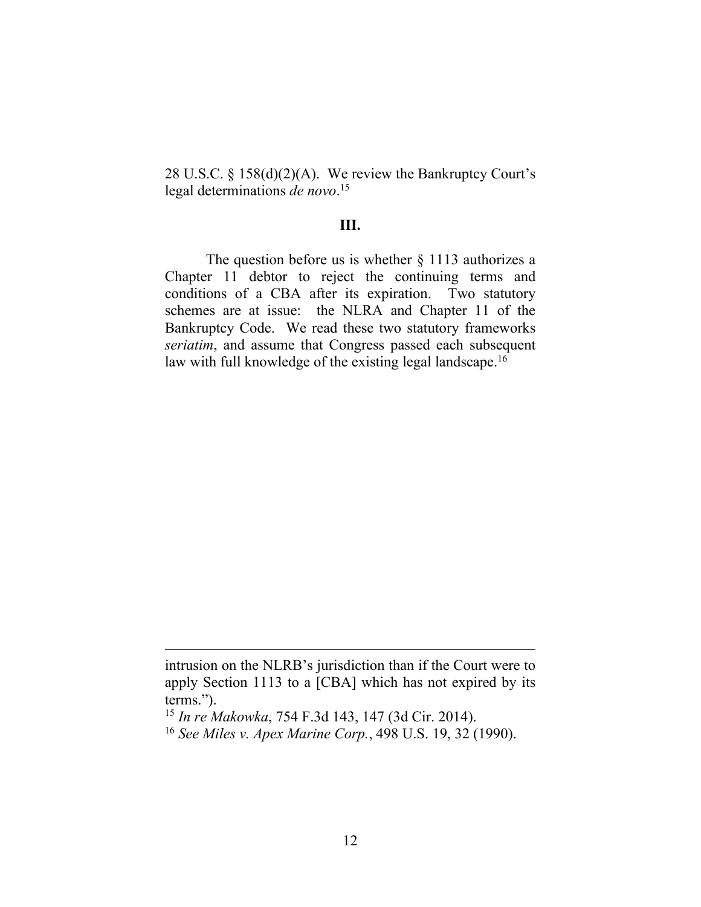28 U.S.C. § 158(d)(2)(A). We review the Bankruptcy Court's legal determinations *de novo*.[15]

## III.

The question before us is whether § 1113 authorizes a Chapter 11 debtor to reject the continuing terms and conditions of a CBA after its expiration. Two statutory schemes are at issue: the NLRA and Chapter 11 of the Bankruptcy Code. We read these two statutory frameworks *seriatim*, and assume that Congress passed each subsequent law with full knowledge of the existing legal landscape.[16]

---

intrusion on the NLRB's jurisdiction than if the Court were to apply Section 1113 to a [CBA] which has not expired by its terms.").

[15] *In re Makowka*, 754 F.3d 143, 147 (3d Cir. 2014).

[16] *See Miles v. Apex Marine Corp.*, 498 U.S. 19, 32 (1990).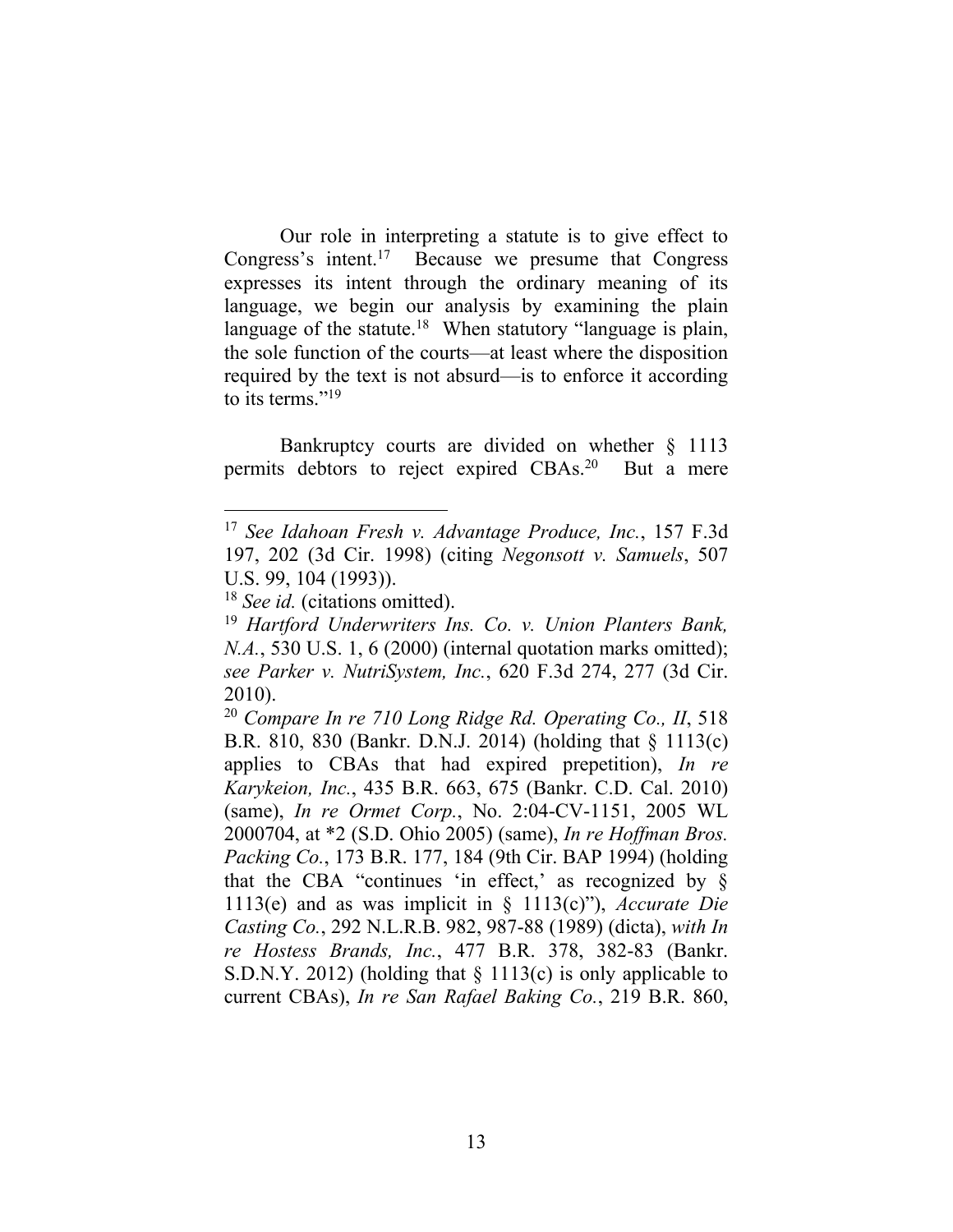Our role in interpreting a statute is to give effect to Congress's intent.[17] Because we presume that Congress expresses its intent through the ordinary meaning of its language, we begin our analysis by examining the plain language of the statute.[18] When statutory "language is plain, the sole function of the courts—at least where the disposition required by the text is not absurd—is to enforce it according to its terms."[19]

Bankruptcy courts are divided on whether § 1113 permits debtors to reject expired CBAs.[20] But a mere

---

[17] *See Idahoan Fresh v. Advantage Produce, Inc.*, 157 F.3d 197, 202 (3d Cir. 1998) (citing *Negonsott v. Samuels*, 507 U.S. 99, 104 (1993)).

[18] *See id.* (citations omitted).

[19] *Hartford Underwriters Ins. Co. v. Union Planters Bank, N.A.*, 530 U.S. 1, 6 (2000) (internal quotation marks omitted); *see Parker v. NutriSystem, Inc.*, 620 F.3d 274, 277 (3d Cir. 2010).

[20] *Compare In re 710 Long Ridge Rd. Operating Co., II*, 518 B.R. 810, 830 (Bankr. D.N.J. 2014) (holding that § 1113(c) applies to CBAs that had expired prepetition), *In re Karykeion, Inc.*, 435 B.R. 663, 675 (Bankr. C.D. Cal. 2010) (same), *In re Ormet Corp.*, No. 2:04-CV-1151, 2005 WL 2000704, at *2 (S.D. Ohio 2005) (same), *In re Hoffman Bros. Packing Co.*, 173 B.R. 177, 184 (9th Cir. BAP 1994) (holding that the CBA "continues 'in effect,' as recognized by § 1113(e) and as was implicit in § 1113(c)"), *Accurate Die Casting Co.*, 292 N.L.R.B. 982, 987-88 (1989) (dicta), *with In re Hostess Brands, Inc.*, 477 B.R. 378, 382-83 (Bankr. S.D.N.Y. 2012) (holding that § 1113(c) is only applicable to current CBAs), *In re San Rafael Baking Co.*, 219 B.R. 860,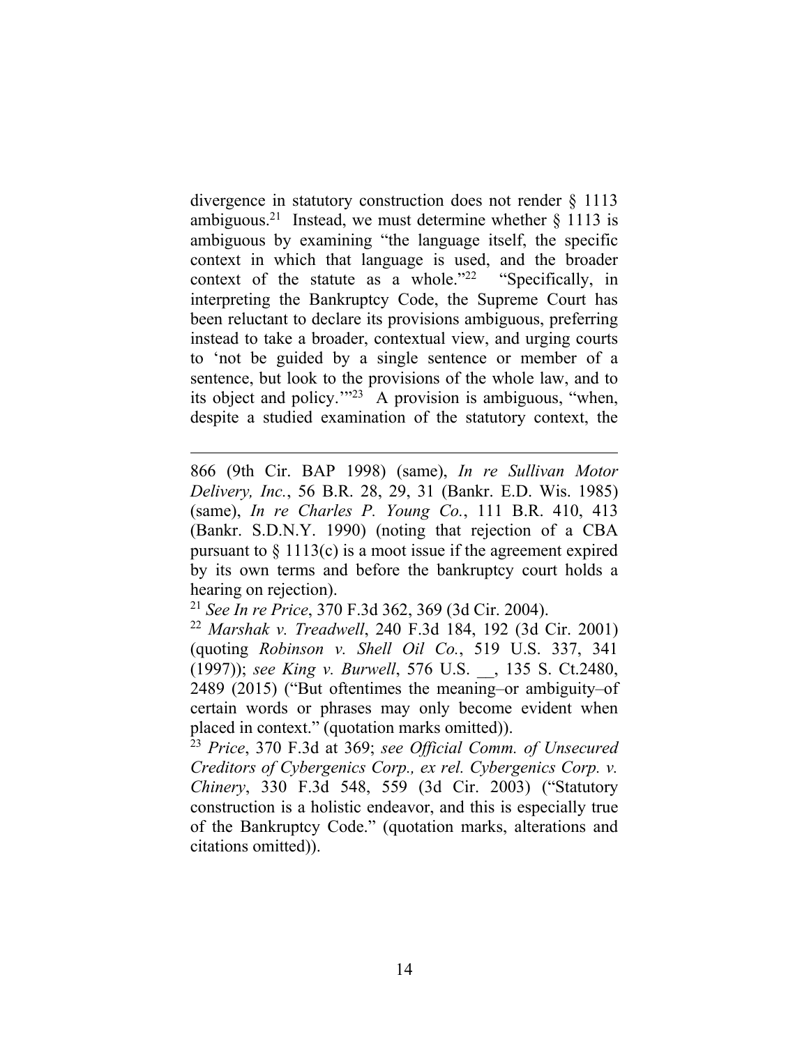divergence in statutory construction does not render § 1113 ambiguous.[21] Instead, we must determine whether § 1113 is ambiguous by examining "the language itself, the specific context in which that language is used, and the broader context of the statute as a whole."[22] "Specifically, in interpreting the Bankruptcy Code, the Supreme Court has been reluctant to declare its provisions ambiguous, preferring instead to take a broader, contextual view, and urging courts to 'not be guided by a single sentence or member of a sentence, but look to the provisions of the whole law, and to its object and policy.'"[23] A provision is ambiguous, "when, despite a studied examination of the statutory context, the

---

866 (9th Cir. BAP 1998) (same), *In re Sullivan Motor Delivery, Inc.*, 56 B.R. 28, 29, 31 (Bankr. E.D. Wis. 1985) (same), *In re Charles P. Young Co.*, 111 B.R. 410, 413 (Bankr. S.D.N.Y. 1990) (noting that rejection of a CBA pursuant to § 1113(c) is a moot issue if the agreement expired by its own terms and before the bankruptcy court holds a hearing on rejection).

[21] *See In re Price*, 370 F.3d 362, 369 (3d Cir. 2004).

[22] *Marshak v. Treadwell*, 240 F.3d 184, 192 (3d Cir. 2001) (quoting *Robinson v. Shell Oil Co.*, 519 U.S. 337, 341 (1997)); *see King v. Burwell*, 576 U.S. __, 135 S. Ct.2480, 2489 (2015) ("But oftentimes the meaning–or ambiguity–of certain words or phrases may only become evident when placed in context." (quotation marks omitted)).

[23] *Price*, 370 F.3d at 369; *see Official Comm. of Unsecured Creditors of Cybergenics Corp., ex rel. Cybergenics Corp. v. Chinery*, 330 F.3d 548, 559 (3d Cir. 2003) ("Statutory construction is a holistic endeavor, and this is especially true of the Bankruptcy Code." (quotation marks, alterations and citations omitted)).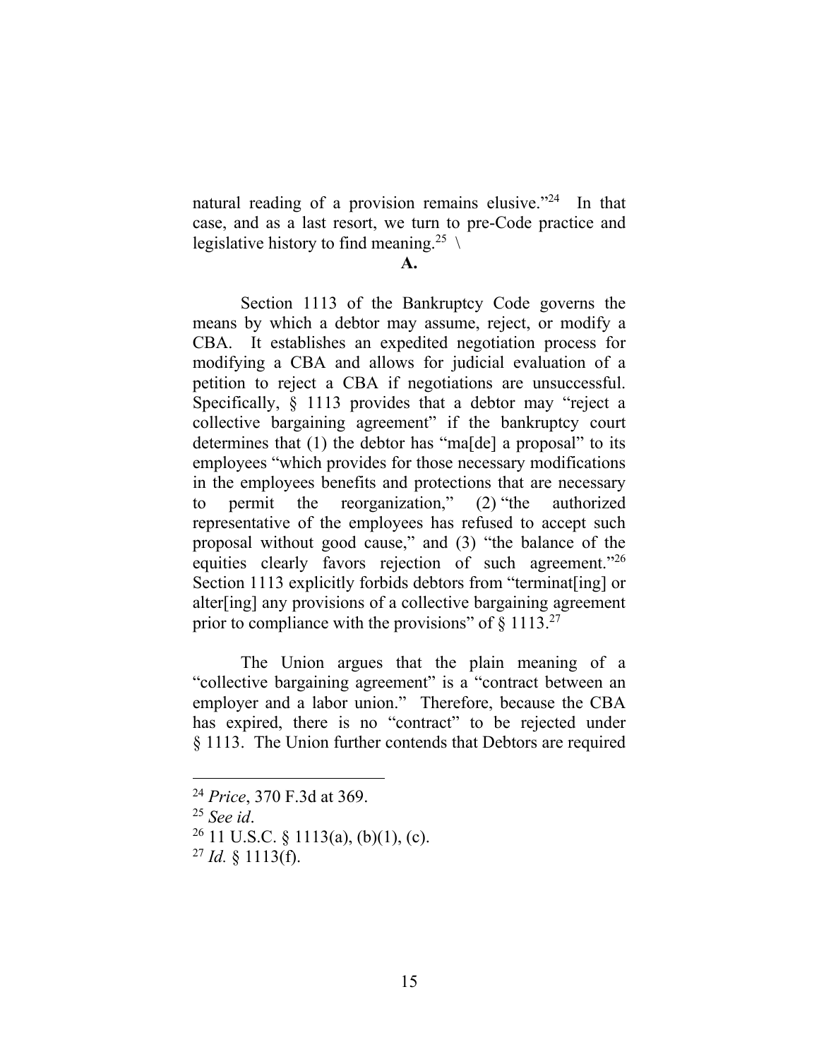natural reading of a provision remains elusive."[24] In that case, and as a last resort, we turn to pre-Code practice and legislative history to find meaning.[25] \

**A.**

Section 1113 of the Bankruptcy Code governs the means by which a debtor may assume, reject, or modify a CBA. It establishes an expedited negotiation process for modifying a CBA and allows for judicial evaluation of a petition to reject a CBA if negotiations are unsuccessful. Specifically, § 1113 provides that a debtor may "reject a collective bargaining agreement" if the bankruptcy court determines that (1) the debtor has "ma[de] a proposal" to its employees "which provides for those necessary modifications in the employees benefits and protections that are necessary to permit the reorganization," (2) "the authorized representative of the employees has refused to accept such proposal without good cause," and (3) "the balance of the equities clearly favors rejection of such agreement."[26] Section 1113 explicitly forbids debtors from "terminat[ing] or alter[ing] any provisions of a collective bargaining agreement prior to compliance with the provisions" of § 1113.[27]

The Union argues that the plain meaning of a "collective bargaining agreement" is a "contract between an employer and a labor union." Therefore, because the CBA has expired, there is no "contract" to be rejected under § 1113. The Union further contends that Debtors are required

---

[24] *Price*, 370 F.3d at 369.

[25] *See id*.

[26] 11 U.S.C. § 1113(a), (b)(1), (c).

[27] *Id.* § 1113(f).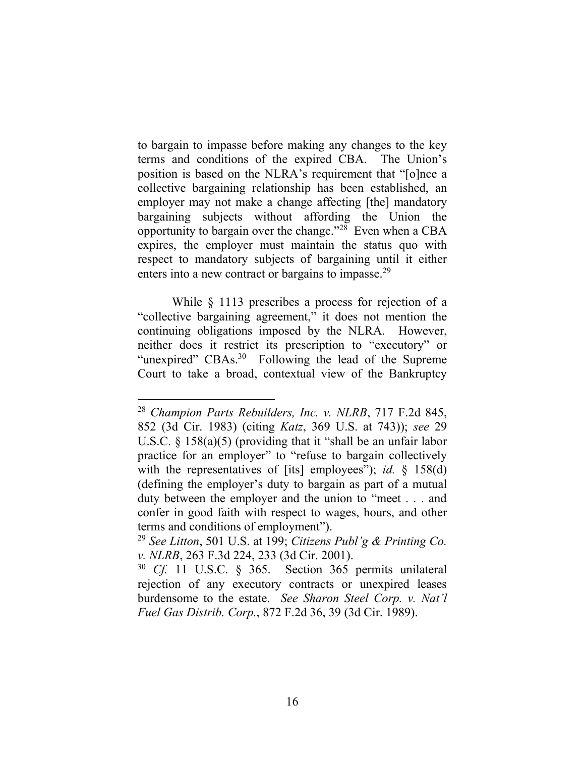to bargain to impasse before making any changes to the key terms and conditions of the expired CBA. The Union's position is based on the NLRA's requirement that "[o]nce a collective bargaining relationship has been established, an employer may not make a change affecting [the] mandatory bargaining subjects without affording the Union the opportunity to bargain over the change."[28] Even when a CBA expires, the employer must maintain the status quo with respect to mandatory subjects of bargaining until it either enters into a new contract or bargains to impasse.[29]

While § 1113 prescribes a process for rejection of a "collective bargaining agreement," it does not mention the continuing obligations imposed by the NLRA. However, neither does it restrict its prescription to "executory" or "unexpired" CBAs.[30] Following the lead of the Supreme Court to take a broad, contextual view of the Bankruptcy

---

[28] *Champion Parts Rebuilders, Inc. v. NLRB*, 717 F.2d 845, 852 (3d Cir. 1983) (citing *Katz*, 369 U.S. at 743)); *see* 29 U.S.C. § 158(a)(5) (providing that it "shall be an unfair labor practice for an employer" to "refuse to bargain collectively with the representatives of [its] employees"); *id.* § 158(d) (defining the employer's duty to bargain as part of a mutual duty between the employer and the union to "meet . . . and confer in good faith with respect to wages, hours, and other terms and conditions of employment").

[29] *See Litton*, 501 U.S. at 199; *Citizens Publ'g & Printing Co. v. NLRB*, 263 F.3d 224, 233 (3d Cir. 2001).

[30] *Cf.* 11 U.S.C. § 365. Section 365 permits unilateral rejection of any executory contracts or unexpired leases burdensome to the estate. *See Sharon Steel Corp. v. Nat'l Fuel Gas Distrib. Corp.*, 872 F.2d 36, 39 (3d Cir. 1989).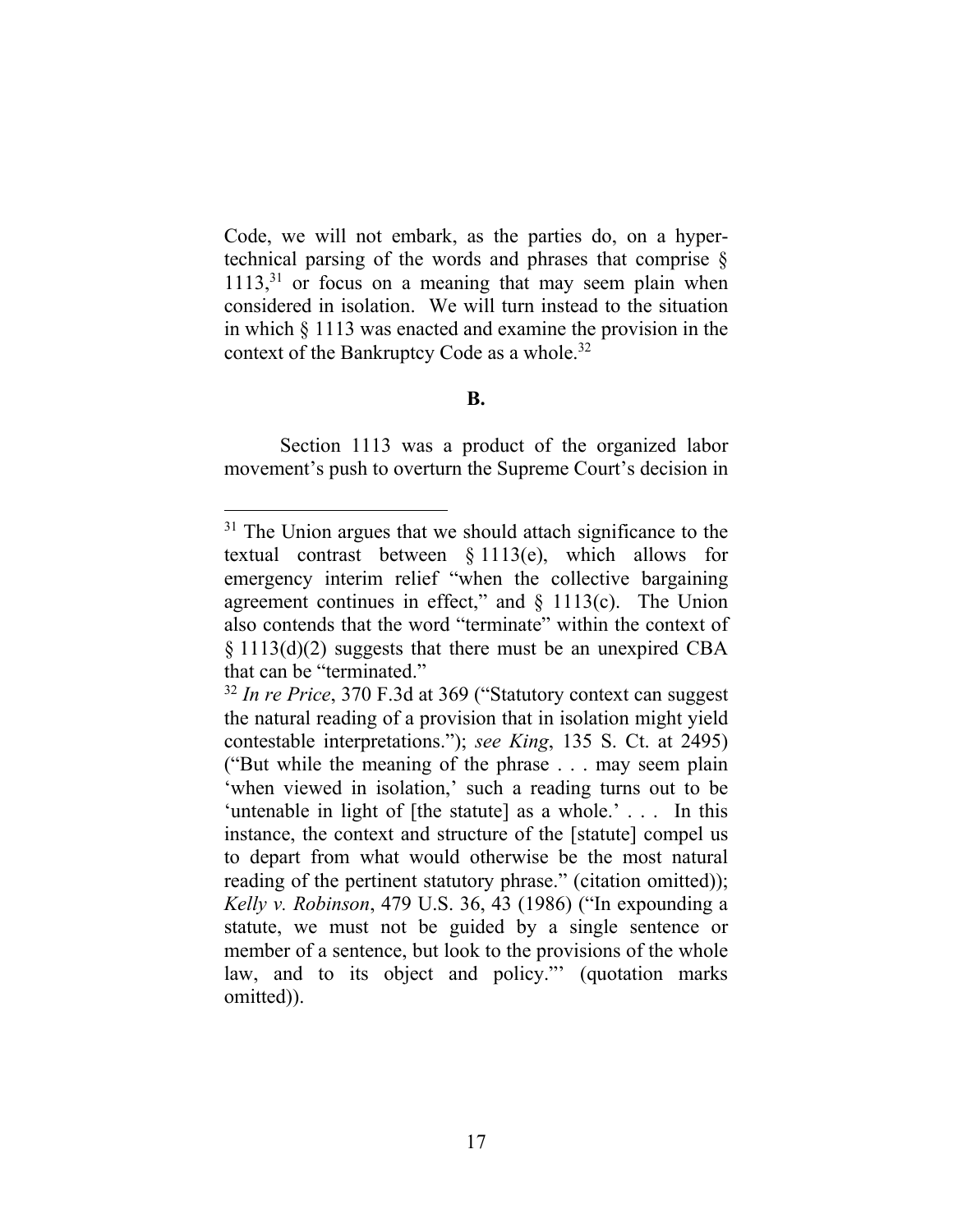Code, we will not embark, as the parties do, on a hyper-technical parsing of the words and phrases that comprise § 1113,[31] or focus on a meaning that may seem plain when considered in isolation. We will turn instead to the situation in which § 1113 was enacted and examine the provision in the context of the Bankruptcy Code as a whole.[32]

**B.**

Section 1113 was a product of the organized labor movement's push to overturn the Supreme Court's decision in

---

[31] The Union argues that we should attach significance to the textual contrast between § 1113(e), which allows for emergency interim relief "when the collective bargaining agreement continues in effect," and § 1113(c). The Union also contends that the word "terminate" within the context of § 1113(d)(2) suggests that there must be an unexpired CBA that can be "terminated."

[32] *In re Price*, 370 F.3d at 369 ("Statutory context can suggest the natural reading of a provision that in isolation might yield contestable interpretations."); *see King*, 135 S. Ct. at 2495) ("But while the meaning of the phrase . . . may seem plain 'when viewed in isolation,' such a reading turns out to be 'untenable in light of [the statute] as a whole.' . . . In this instance, the context and structure of the [statute] compel us to depart from what would otherwise be the most natural reading of the pertinent statutory phrase." (citation omitted)); *Kelly v. Robinson*, 479 U.S. 36, 43 (1986) ("In expounding a statute, we must not be guided by a single sentence or member of a sentence, but look to the provisions of the whole law, and to its object and policy."' (quotation marks omitted)).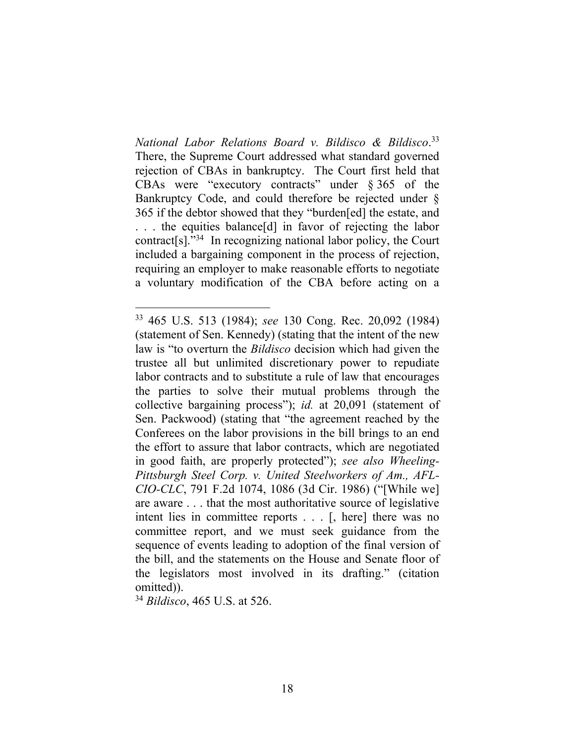*National Labor Relations Board v. Bildisco & Bildisco*.[33] There, the Supreme Court addressed what standard governed rejection of CBAs in bankruptcy. The Court first held that CBAs were "executory contracts" under § 365 of the Bankruptcy Code, and could therefore be rejected under § 365 if the debtor showed that they "burden[ed] the estate, and . . . the equities balance[d] in favor of rejecting the labor contract[s]."[34] In recognizing national labor policy, the Court included a bargaining component in the process of rejection, requiring an employer to make reasonable efforts to negotiate a voluntary modification of the CBA before acting on a

---

[33] 465 U.S. 513 (1984); *see* 130 Cong. Rec. 20,092 (1984) (statement of Sen. Kennedy) (stating that the intent of the new law is "to overturn the *Bildisco* decision which had given the trustee all but unlimited discretionary power to repudiate labor contracts and to substitute a rule of law that encourages the parties to solve their mutual problems through the collective bargaining process"); *id.* at 20,091 (statement of Sen. Packwood) (stating that "the agreement reached by the Conferees on the labor provisions in the bill brings to an end the effort to assure that labor contracts, which are negotiated in good faith, are properly protected"); *see also Wheeling-Pittsburgh Steel Corp. v. United Steelworkers of Am., AFL-CIO-CLC*, 791 F.2d 1074, 1086 (3d Cir. 1986) ("[While we] are aware . . . that the most authoritative source of legislative intent lies in committee reports . . . [, here] there was no committee report, and we must seek guidance from the sequence of events leading to adoption of the final version of the bill, and the statements on the House and Senate floor of the legislators most involved in its drafting." (citation omitted)).

[34] *Bildisco*, 465 U.S. at 526.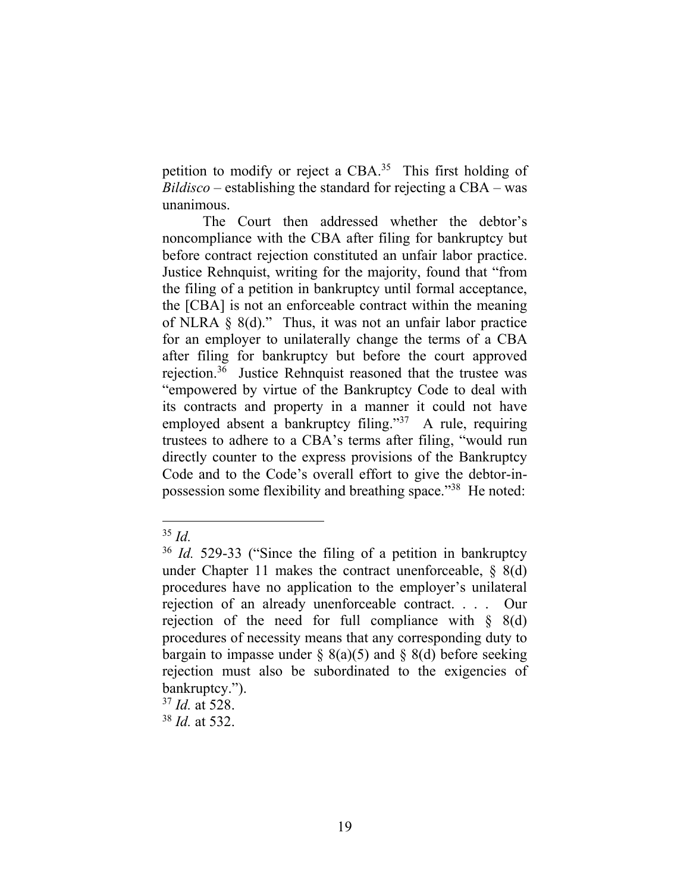petition to modify or reject a CBA.[35] This first holding of *Bildisco* – establishing the standard for rejecting a CBA – was unanimous.

The Court then addressed whether the debtor's noncompliance with the CBA after filing for bankruptcy but before contract rejection constituted an unfair labor practice. Justice Rehnquist, writing for the majority, found that "from the filing of a petition in bankruptcy until formal acceptance, the [CBA] is not an enforceable contract within the meaning of NLRA § 8(d)." Thus, it was not an unfair labor practice for an employer to unilaterally change the terms of a CBA after filing for bankruptcy but before the court approved rejection.[36] Justice Rehnquist reasoned that the trustee was "empowered by virtue of the Bankruptcy Code to deal with its contracts and property in a manner it could not have employed absent a bankruptcy filing."[37] A rule, requiring trustees to adhere to a CBA's terms after filing, "would run directly counter to the express provisions of the Bankruptcy Code and to the Code's overall effort to give the debtor-in-possession some flexibility and breathing space."[38] He noted:

---

[35] *Id.*

[36] *Id.* 529-33 ("Since the filing of a petition in bankruptcy under Chapter 11 makes the contract unenforceable, § 8(d) procedures have no application to the employer's unilateral rejection of an already unenforceable contract. . . . Our rejection of the need for full compliance with § 8(d) procedures of necessity means that any corresponding duty to bargain to impasse under § 8(a)(5) and § 8(d) before seeking rejection must also be subordinated to the exigencies of bankruptcy.").

[37] *Id.* at 528.

[38] *Id.* at 532.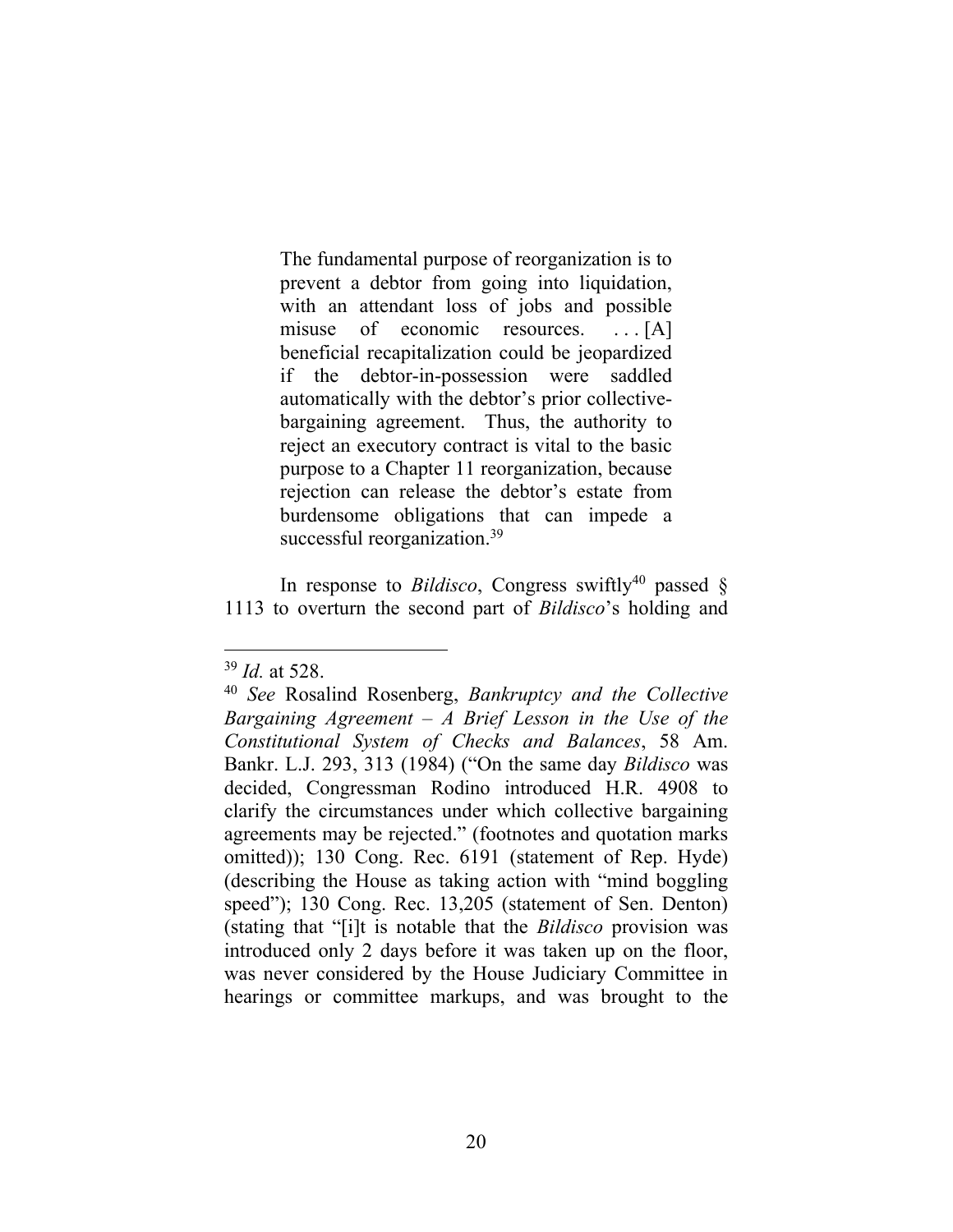> The fundamental purpose of reorganization is to prevent a debtor from going into liquidation, with an attendant loss of jobs and possible misuse of economic resources. . . . [A] beneficial recapitalization could be jeopardized if the debtor-in-possession were saddled automatically with the debtor's prior collective-bargaining agreement. Thus, the authority to reject an executory contract is vital to the basic purpose to a Chapter 11 reorganization, because rejection can release the debtor's estate from burdensome obligations that can impede a successful reorganization.[39]

In response to *Bildisco*, Congress swiftly[40] passed § 1113 to overturn the second part of *Bildisco*'s holding and

---

[39] *Id.* at 528.

[40] *See* Rosalind Rosenberg, *Bankruptcy and the Collective Bargaining Agreement – A Brief Lesson in the Use of the Constitutional System of Checks and Balances*, 58 Am. Bankr. L.J. 293, 313 (1984) ("On the same day *Bildisco* was decided, Congressman Rodino introduced H.R. 4908 to clarify the circumstances under which collective bargaining agreements may be rejected." (footnotes and quotation marks omitted)); 130 Cong. Rec. 6191 (statement of Rep. Hyde) (describing the House as taking action with "mind boggling speed"); 130 Cong. Rec. 13,205 (statement of Sen. Denton) (stating that "[i]t is notable that the *Bildisco* provision was introduced only 2 days before it was taken up on the floor, was never considered by the House Judiciary Committee in hearings or committee markups, and was brought to the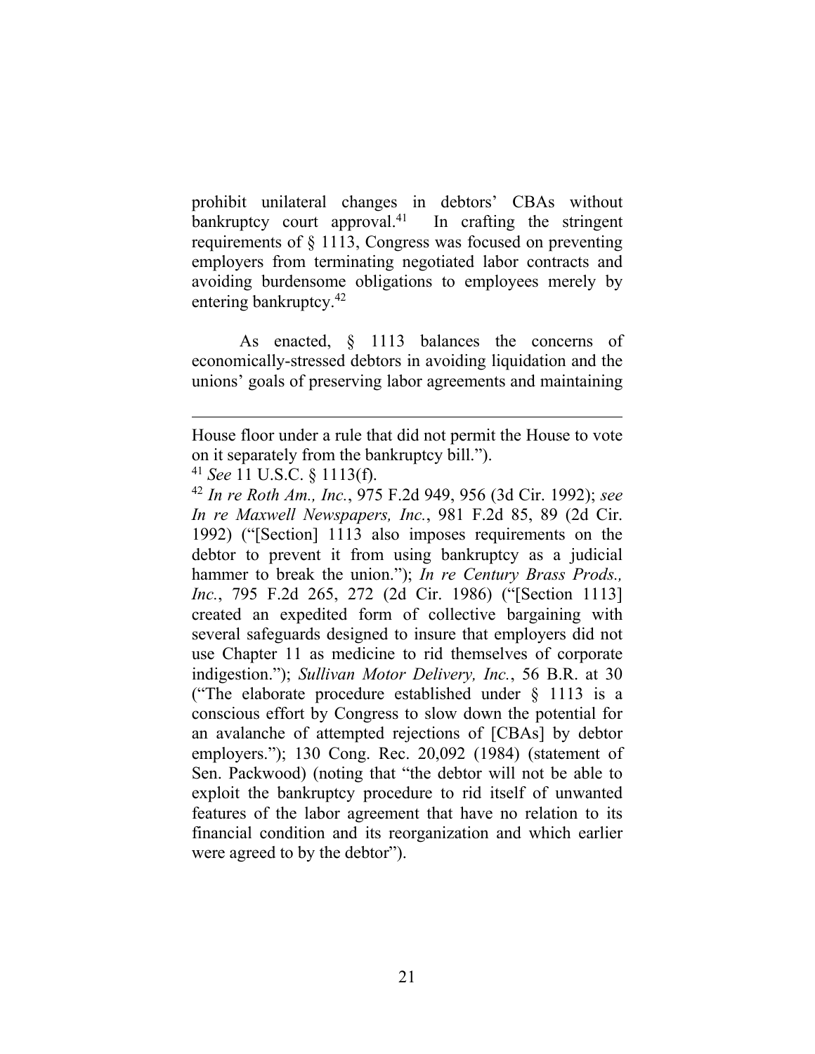prohibit unilateral changes in debtors' CBAs without bankruptcy court approval.[41] In crafting the stringent requirements of § 1113, Congress was focused on preventing employers from terminating negotiated labor contracts and avoiding burdensome obligations to employees merely by entering bankruptcy.[42]

As enacted, § 1113 balances the concerns of economically-stressed debtors in avoiding liquidation and the unions' goals of preserving labor agreements and maintaining

---

House floor under a rule that did not permit the House to vote on it separately from the bankruptcy bill.").

[41] *See* 11 U.S.C. § 1113(f).

[42] *In re Roth Am., Inc.*, 975 F.2d 949, 956 (3d Cir. 1992); *see In re Maxwell Newspapers, Inc.*, 981 F.2d 85, 89 (2d Cir. 1992) ("[Section] 1113 also imposes requirements on the debtor to prevent it from using bankruptcy as a judicial hammer to break the union."); *In re Century Brass Prods., Inc.*, 795 F.2d 265, 272 (2d Cir. 1986) ("[Section 1113] created an expedited form of collective bargaining with several safeguards designed to insure that employers did not use Chapter 11 as medicine to rid themselves of corporate indigestion."); *Sullivan Motor Delivery, Inc.*, 56 B.R. at 30 ("The elaborate procedure established under § 1113 is a conscious effort by Congress to slow down the potential for an avalanche of attempted rejections of [CBAs] by debtor employers."); 130 Cong. Rec. 20,092 (1984) (statement of Sen. Packwood) (noting that "the debtor will not be able to exploit the bankruptcy procedure to rid itself of unwanted features of the labor agreement that have no relation to its financial condition and its reorganization and which earlier were agreed to by the debtor").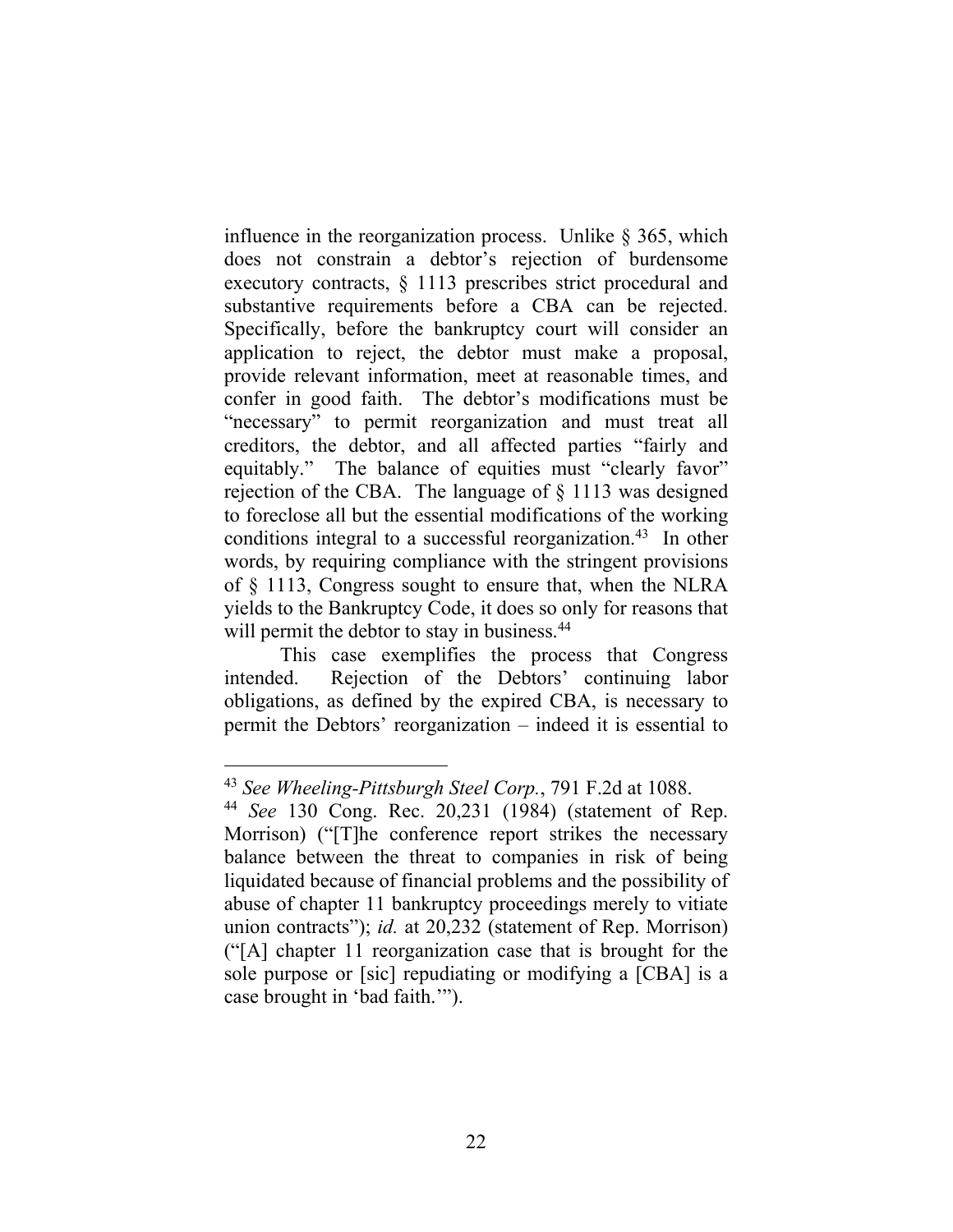influence in the reorganization process. Unlike § 365, which does not constrain a debtor's rejection of burdensome executory contracts, § 1113 prescribes strict procedural and substantive requirements before a CBA can be rejected. Specifically, before the bankruptcy court will consider an application to reject, the debtor must make a proposal, provide relevant information, meet at reasonable times, and confer in good faith. The debtor's modifications must be "necessary" to permit reorganization and must treat all creditors, the debtor, and all affected parties "fairly and equitably." The balance of equities must "clearly favor" rejection of the CBA. The language of § 1113 was designed to foreclose all but the essential modifications of the working conditions integral to a successful reorganization.[43] In other words, by requiring compliance with the stringent provisions of § 1113, Congress sought to ensure that, when the NLRA yields to the Bankruptcy Code, it does so only for reasons that will permit the debtor to stay in business.[44]

This case exemplifies the process that Congress intended. Rejection of the Debtors' continuing labor obligations, as defined by the expired CBA, is necessary to permit the Debtors' reorganization – indeed it is essential to

---

[43] *See Wheeling-Pittsburgh Steel Corp.*, 791 F.2d at 1088.

[44] *See* 130 Cong. Rec. 20,231 (1984) (statement of Rep. Morrison) ("[T]he conference report strikes the necessary balance between the threat to companies in risk of being liquidated because of financial problems and the possibility of abuse of chapter 11 bankruptcy proceedings merely to vitiate union contracts"); *id.* at 20,232 (statement of Rep. Morrison) ("[A] chapter 11 reorganization case that is brought for the sole purpose or [sic] repudiating or modifying a [CBA] is a case brought in 'bad faith.'").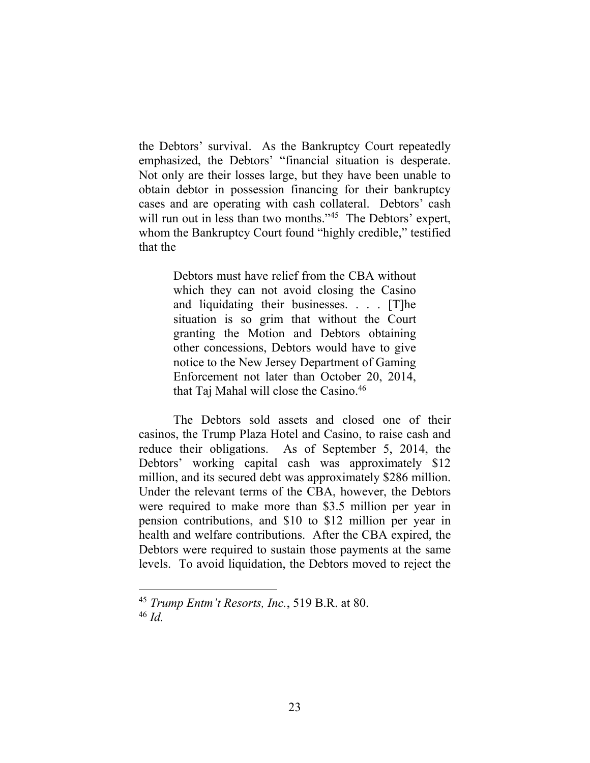the Debtors' survival. As the Bankruptcy Court repeatedly emphasized, the Debtors' "financial situation is desperate. Not only are their losses large, but they have been unable to obtain debtor in possession financing for their bankruptcy cases and are operating with cash collateral. Debtors' cash will run out in less than two months."[45] The Debtors' expert, whom the Bankruptcy Court found "highly credible," testified that the

> Debtors must have relief from the CBA without which they can not avoid closing the Casino and liquidating their businesses. . . . [T]he situation is so grim that without the Court granting the Motion and Debtors obtaining other concessions, Debtors would have to give notice to the New Jersey Department of Gaming Enforcement not later than October 20, 2014, that Taj Mahal will close the Casino.[46]

The Debtors sold assets and closed one of their casinos, the Trump Plaza Hotel and Casino, to raise cash and reduce their obligations. As of September 5, 2014, the Debtors' working capital cash was approximately $12 million, and its secured debt was approximately $286 million. Under the relevant terms of the CBA, however, the Debtors were required to make more than $3.5 million per year in pension contributions, and $10 to $12 million per year in health and welfare contributions. After the CBA expired, the Debtors were required to sustain those payments at the same levels. To avoid liquidation, the Debtors moved to reject the

---

[45] *Trump Entm't Resorts, Inc.*, 519 B.R. at 80.
[46] *Id.*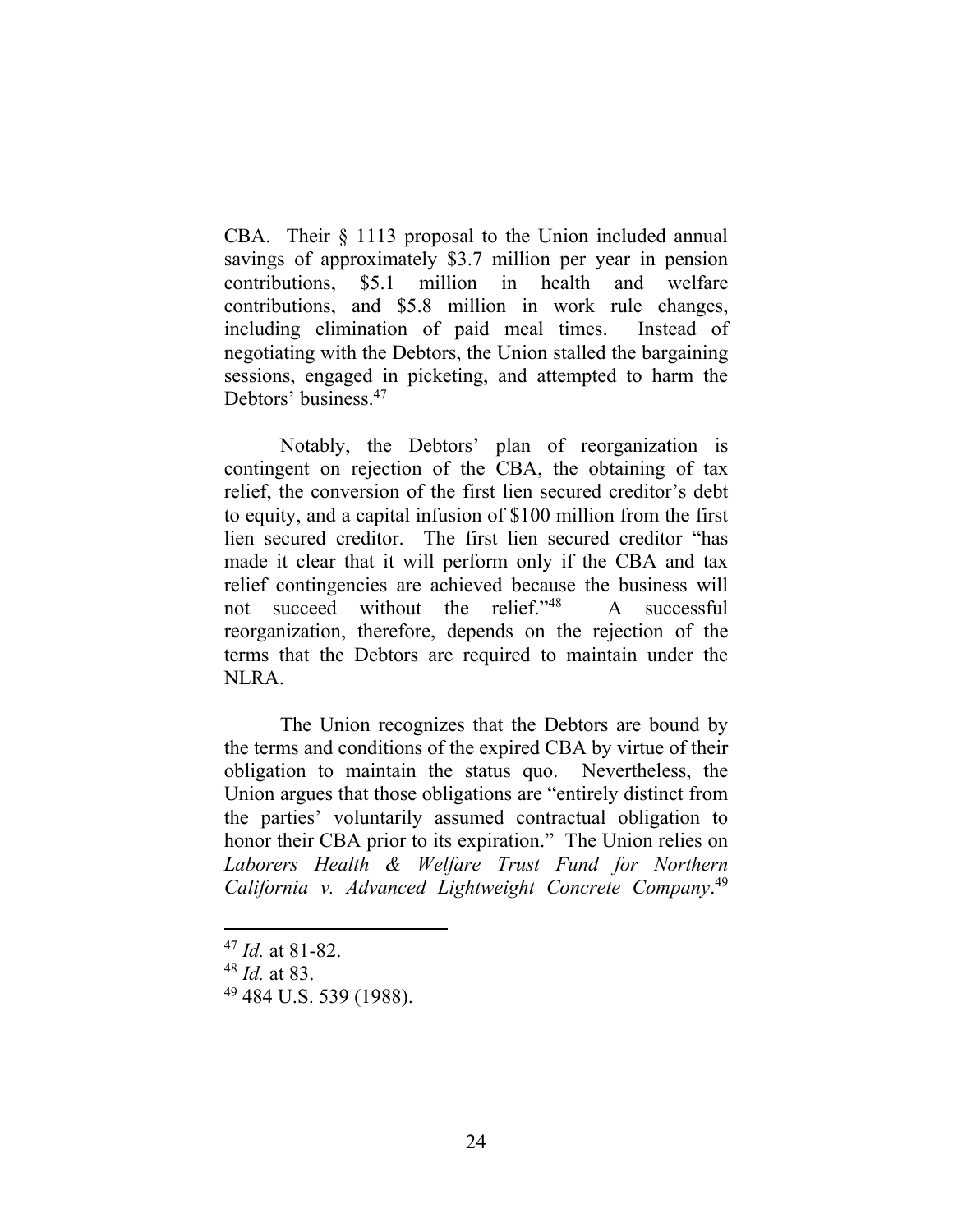CBA. Their § 1113 proposal to the Union included annual savings of approximately $3.7 million per year in pension contributions, $5.1 million in health and welfare contributions, and $5.8 million in work rule changes, including elimination of paid meal times. Instead of negotiating with the Debtors, the Union stalled the bargaining sessions, engaged in picketing, and attempted to harm the Debtors' business.[47]

Notably, the Debtors' plan of reorganization is contingent on rejection of the CBA, the obtaining of tax relief, the conversion of the first lien secured creditor's debt to equity, and a capital infusion of $100 million from the first lien secured creditor. The first lien secured creditor "has made it clear that it will perform only if the CBA and tax relief contingencies are achieved because the business will not succeed without the relief."[48] A successful reorganization, therefore, depends on the rejection of the terms that the Debtors are required to maintain under the NLRA.

The Union recognizes that the Debtors are bound by the terms and conditions of the expired CBA by virtue of their obligation to maintain the status quo. Nevertheless, the Union argues that those obligations are "entirely distinct from the parties' voluntarily assumed contractual obligation to honor their CBA prior to its expiration." The Union relies on *Laborers Health & Welfare Trust Fund for Northern California v. Advanced Lightweight Concrete Company*.[49]

---

[47] *Id.* at 81-82.

[48] *Id.* at 83.

[49] 484 U.S. 539 (1988).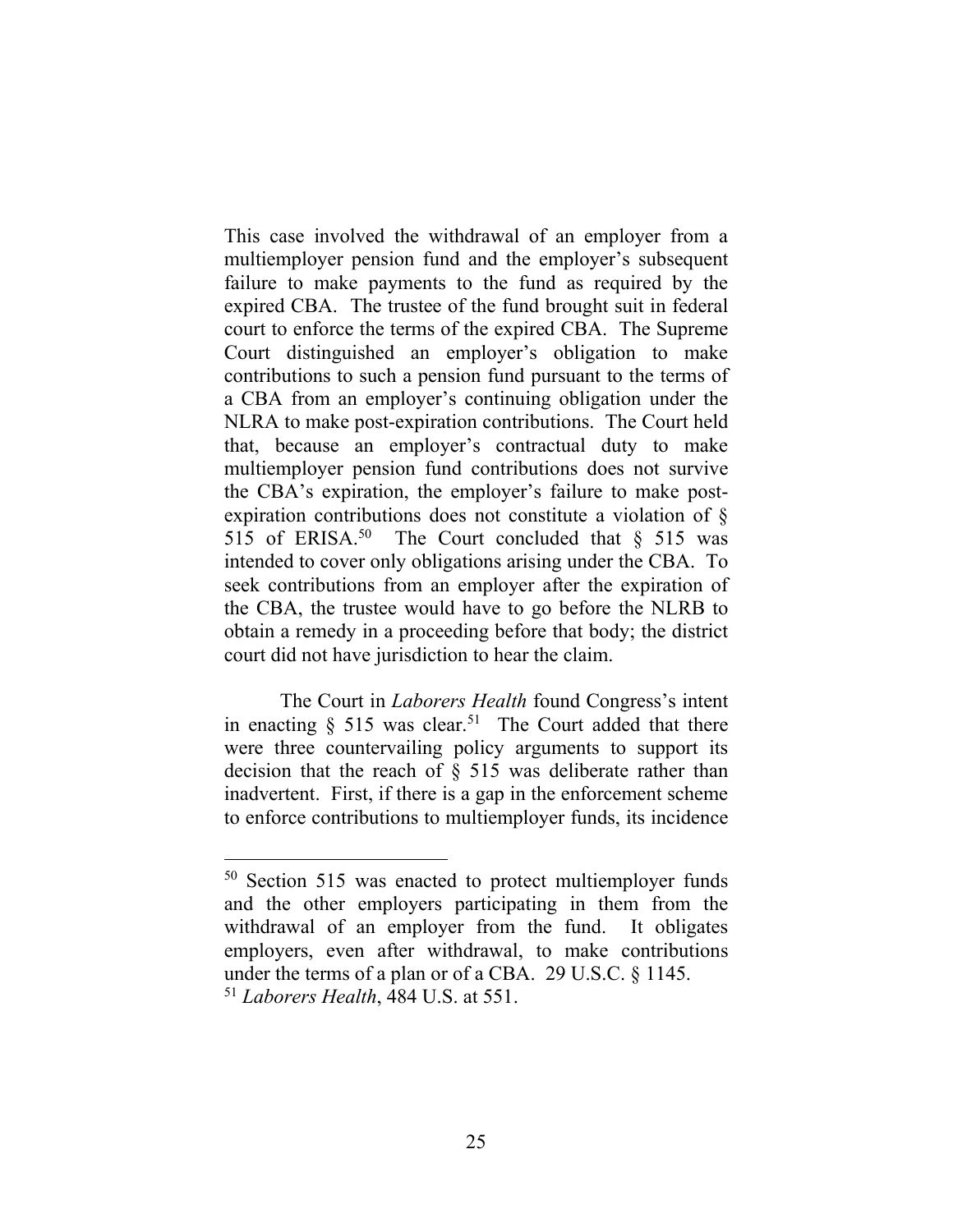This case involved the withdrawal of an employer from a multiemployer pension fund and the employer's subsequent failure to make payments to the fund as required by the expired CBA. The trustee of the fund brought suit in federal court to enforce the terms of the expired CBA. The Supreme Court distinguished an employer's obligation to make contributions to such a pension fund pursuant to the terms of a CBA from an employer's continuing obligation under the NLRA to make post-expiration contributions. The Court held that, because an employer's contractual duty to make multiemployer pension fund contributions does not survive the CBA's expiration, the employer's failure to make post-expiration contributions does not constitute a violation of § 515 of ERISA.[50] The Court concluded that § 515 was intended to cover only obligations arising under the CBA. To seek contributions from an employer after the expiration of the CBA, the trustee would have to go before the NLRB to obtain a remedy in a proceeding before that body; the district court did not have jurisdiction to hear the claim.

The Court in *Laborers Health* found Congress's intent in enacting § 515 was clear.[51] The Court added that there were three countervailing policy arguments to support its decision that the reach of § 515 was deliberate rather than inadvertent. First, if there is a gap in the enforcement scheme to enforce contributions to multiemployer funds, its incidence

---

[50] Section 515 was enacted to protect multiemployer funds and the other employers participating in them from the withdrawal of an employer from the fund. It obligates employers, even after withdrawal, to make contributions under the terms of a plan or of a CBA. 29 U.S.C. § 1145.

[51] *Laborers Health*, 484 U.S. at 551.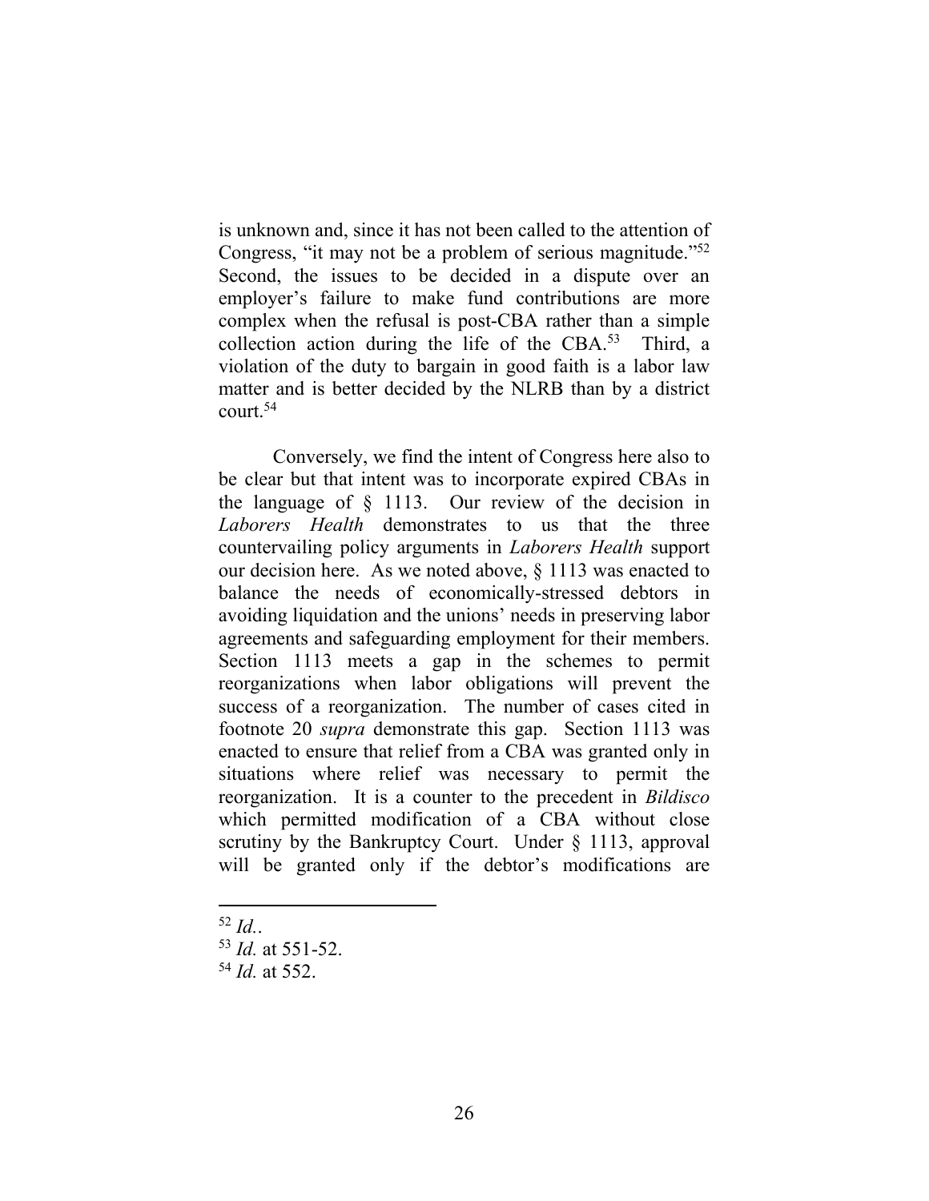is unknown and, since it has not been called to the attention of Congress, "it may not be a problem of serious magnitude."[52] Second, the issues to be decided in a dispute over an employer's failure to make fund contributions are more complex when the refusal is post-CBA rather than a simple collection action during the life of the CBA.[53] Third, a violation of the duty to bargain in good faith is a labor law matter and is better decided by the NLRB than by a district court.[54]

Conversely, we find the intent of Congress here also to be clear but that intent was to incorporate expired CBAs in the language of § 1113. Our review of the decision in *Laborers Health* demonstrates to us that the three countervailing policy arguments in *Laborers Health* support our decision here. As we noted above, § 1113 was enacted to balance the needs of economically-stressed debtors in avoiding liquidation and the unions' needs in preserving labor agreements and safeguarding employment for their members. Section 1113 meets a gap in the schemes to permit reorganizations when labor obligations will prevent the success of a reorganization. The number of cases cited in footnote 20 *supra* demonstrate this gap. Section 1113 was enacted to ensure that relief from a CBA was granted only in situations where relief was necessary to permit the reorganization. It is a counter to the precedent in *Bildisco* which permitted modification of a CBA without close scrutiny by the Bankruptcy Court. Under § 1113, approval will be granted only if the debtor's modifications are

---

[52] *Id.*.

[53] *Id.* at 551-52.

[54] *Id.* at 552.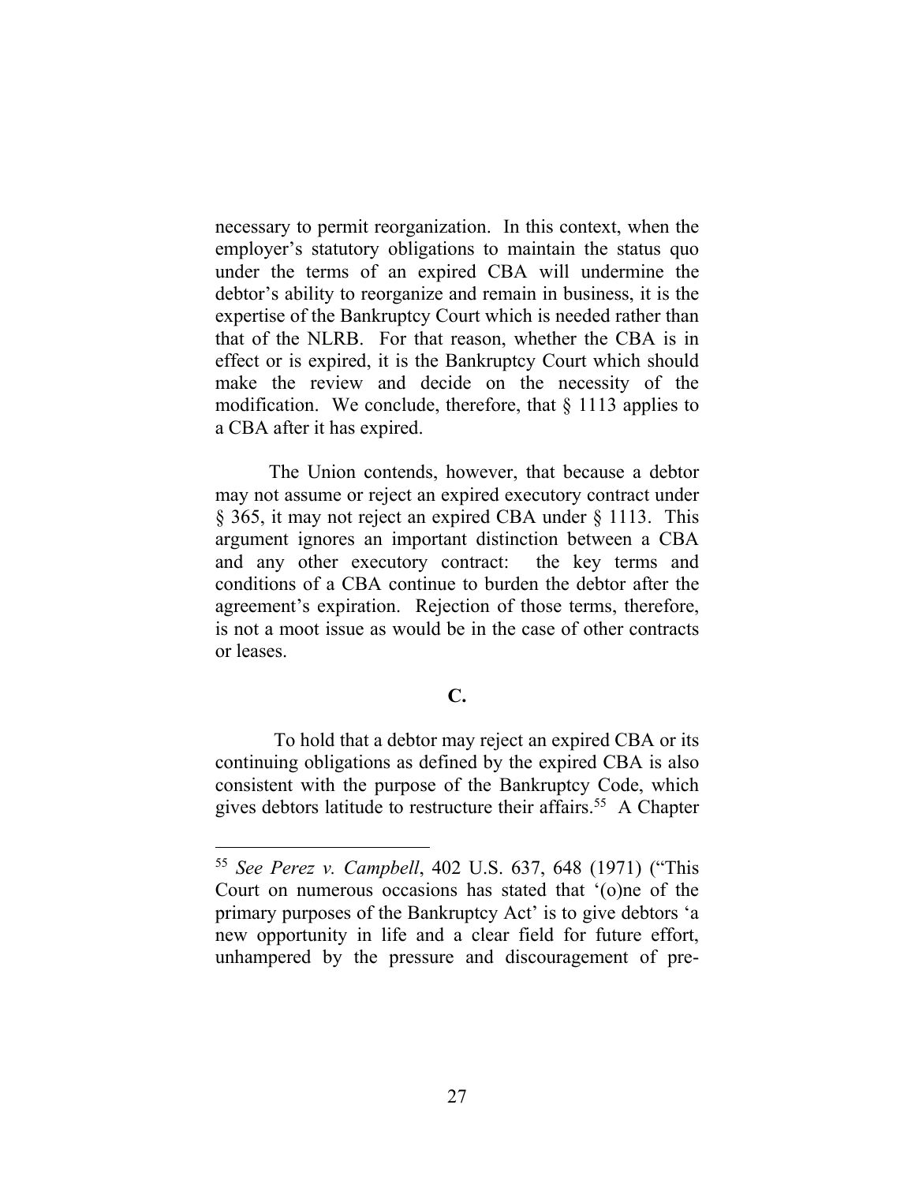necessary to permit reorganization. In this context, when the employer's statutory obligations to maintain the status quo under the terms of an expired CBA will undermine the debtor's ability to reorganize and remain in business, it is the expertise of the Bankruptcy Court which is needed rather than that of the NLRB. For that reason, whether the CBA is in effect or is expired, it is the Bankruptcy Court which should make the review and decide on the necessity of the modification. We conclude, therefore, that § 1113 applies to a CBA after it has expired.

The Union contends, however, that because a debtor may not assume or reject an expired executory contract under § 365, it may not reject an expired CBA under § 1113. This argument ignores an important distinction between a CBA and any other executory contract: the key terms and conditions of a CBA continue to burden the debtor after the agreement's expiration. Rejection of those terms, therefore, is not a moot issue as would be in the case of other contracts or leases.

**C.**

To hold that a debtor may reject an expired CBA or its continuing obligations as defined by the expired CBA is also consistent with the purpose of the Bankruptcy Code, which gives debtors latitude to restructure their affairs.[55] A Chapter

---

[55] *See Perez v. Campbell*, 402 U.S. 637, 648 (1971) ("This Court on numerous occasions has stated that '(o)ne of the primary purposes of the Bankruptcy Act' is to give debtors 'a new opportunity in life and a clear field for future effort, unhampered by the pressure and discouragement of pre-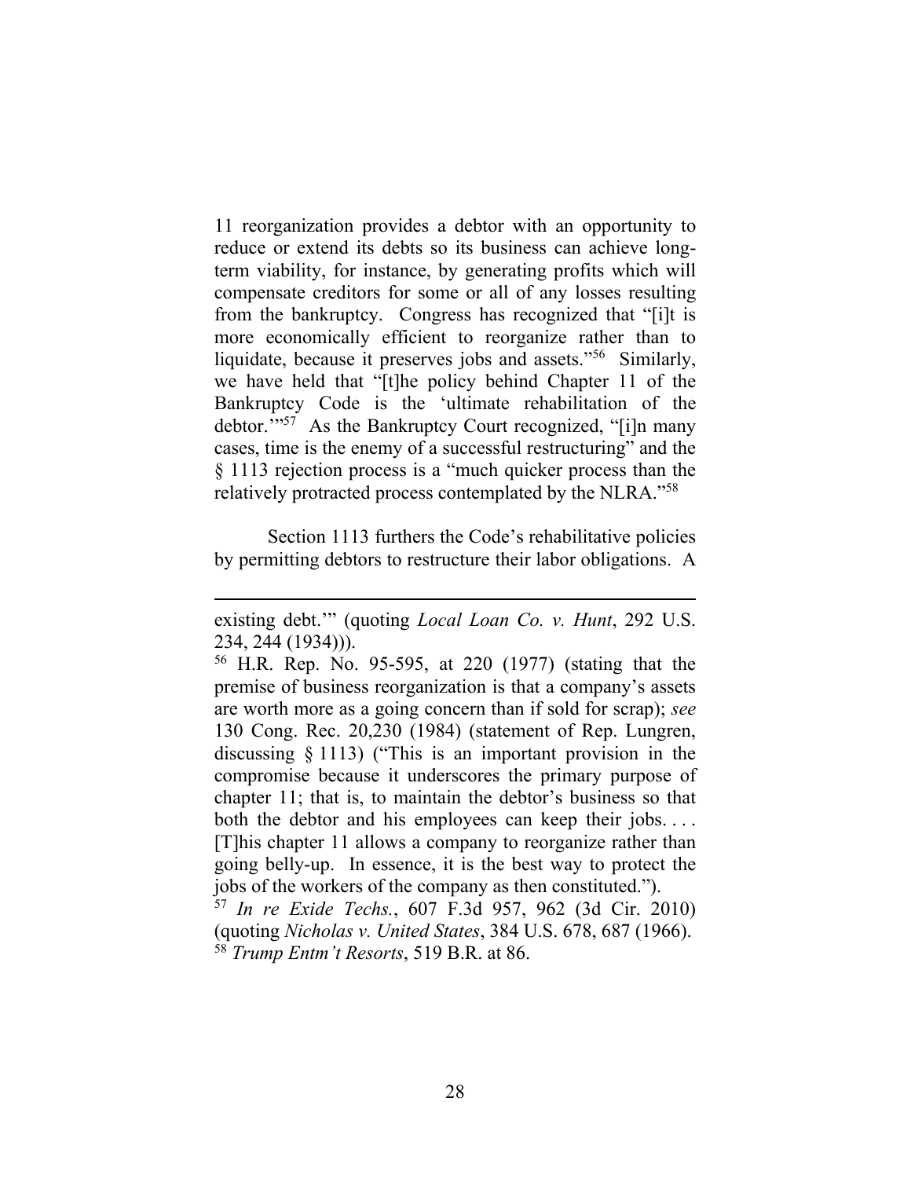11 reorganization provides a debtor with an opportunity to reduce or extend its debts so its business can achieve long-term viability, for instance, by generating profits which will compensate creditors for some or all of any losses resulting from the bankruptcy. Congress has recognized that "[i]t is more economically efficient to reorganize rather than to liquidate, because it preserves jobs and assets."[56] Similarly, we have held that "[t]he policy behind Chapter 11 of the Bankruptcy Code is the 'ultimate rehabilitation of the debtor.'"[57] As the Bankruptcy Court recognized, "[i]n many cases, time is the enemy of a successful restructuring" and the § 1113 rejection process is a "much quicker process than the relatively protracted process contemplated by the NLRA."[58]

Section 1113 furthers the Code's rehabilitative policies by permitting debtors to restructure their labor obligations. A

---

existing debt.'" (quoting *Local Loan Co. v. Hunt*, 292 U.S. 234, 244 (1934))).

[56] H.R. Rep. No. 95-595, at 220 (1977) (stating that the premise of business reorganization is that a company's assets are worth more as a going concern than if sold for scrap); *see* 130 Cong. Rec. 20,230 (1984) (statement of Rep. Lungren, discussing § 1113) ("This is an important provision in the compromise because it underscores the primary purpose of chapter 11; that is, to maintain the debtor's business so that both the debtor and his employees can keep their jobs. . . . [T]his chapter 11 allows a company to reorganize rather than going belly-up. In essence, it is the best way to protect the jobs of the workers of the company as then constituted.").

[57] *In re Exide Techs.*, 607 F.3d 957, 962 (3d Cir. 2010) (quoting *Nicholas v. United States*, 384 U.S. 678, 687 (1966).

[58] *Trump Entm't Resorts*, 519 B.R. at 86.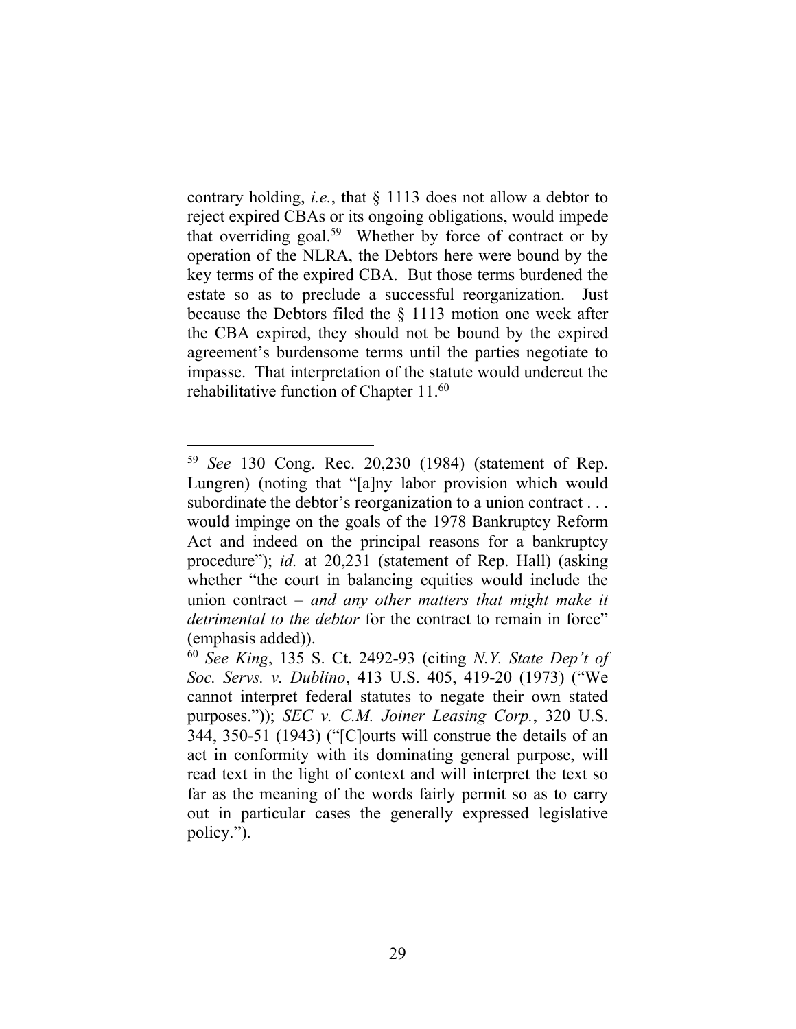contrary holding, *i.e.*, that § 1113 does not allow a debtor to reject expired CBAs or its ongoing obligations, would impede that overriding goal.[59] Whether by force of contract or by operation of the NLRA, the Debtors here were bound by the key terms of the expired CBA. But those terms burdened the estate so as to preclude a successful reorganization. Just because the Debtors filed the § 1113 motion one week after the CBA expired, they should not be bound by the expired agreement's burdensome terms until the parties negotiate to impasse. That interpretation of the statute would undercut the rehabilitative function of Chapter 11.[60]

---

[59] *See* 130 Cong. Rec. 20,230 (1984) (statement of Rep. Lungren) (noting that "[a]ny labor provision which would subordinate the debtor's reorganization to a union contract . . . would impinge on the goals of the 1978 Bankruptcy Reform Act and indeed on the principal reasons for a bankruptcy procedure"); *id.* at 20,231 (statement of Rep. Hall) (asking whether "the court in balancing equities would include the union contract – *and any other matters that might make it detrimental to the debtor* for the contract to remain in force" (emphasis added)).

[60] *See King*, 135 S. Ct. 2492-93 (citing *N.Y. State Dep't of Soc. Servs. v. Dublino*, 413 U.S. 405, 419-20 (1973) ("We cannot interpret federal statutes to negate their own stated purposes.")); *SEC v. C.M. Joiner Leasing Corp.*, 320 U.S. 344, 350-51 (1943) ("[C]ourts will construe the details of an act in conformity with its dominating general purpose, will read text in the light of context and will interpret the text so far as the meaning of the words fairly permit so as to carry out in particular cases the generally expressed legislative policy.").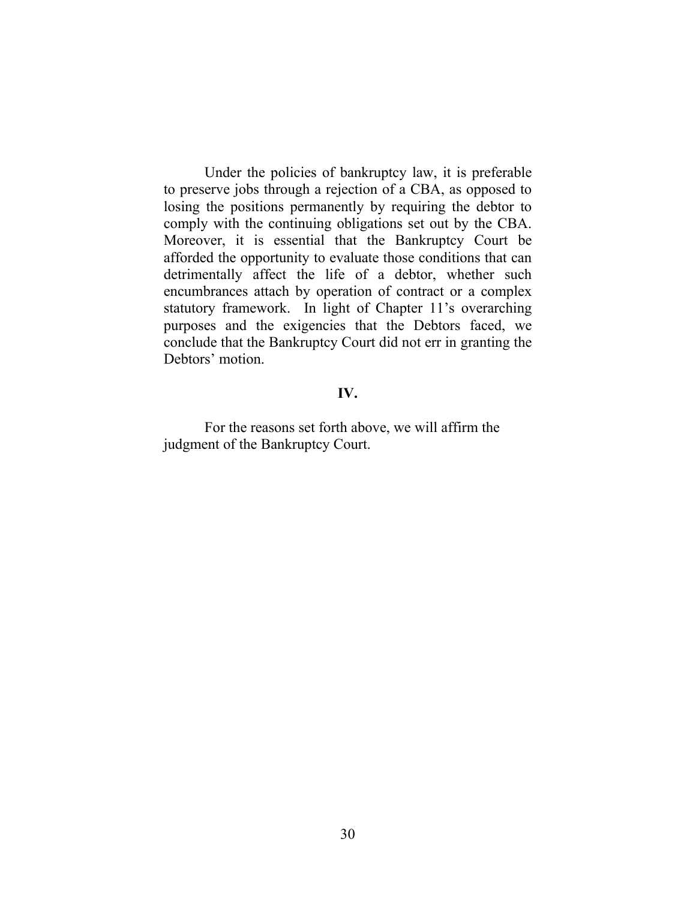Under the policies of bankruptcy law, it is preferable to preserve jobs through a rejection of a CBA, as opposed to losing the positions permanently by requiring the debtor to comply with the continuing obligations set out by the CBA. Moreover, it is essential that the Bankruptcy Court be afforded the opportunity to evaluate those conditions that can detrimentally affect the life of a debtor, whether such encumbrances attach by operation of contract or a complex statutory framework. In light of Chapter 11's overarching purposes and the exigencies that the Debtors faced, we conclude that the Bankruptcy Court did not err in granting the Debtors' motion.

## IV.

For the reasons set forth above, we will affirm the judgment of the Bankruptcy Court.